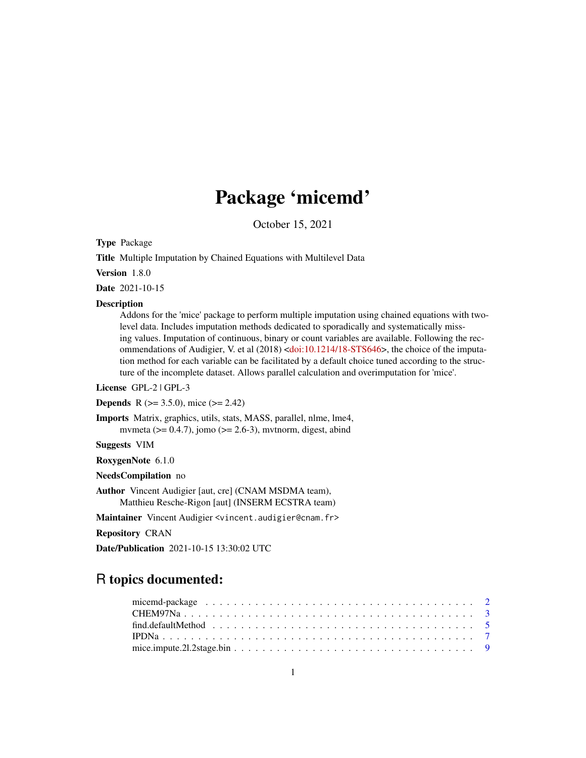# Package 'micemd'

October 15, 2021

**Type** Package

**Title** Multiple Imputation by Chained Equations with Multilevel Data

**Version** 1.8.0

**Date** 2021-10-15

**Description**
Addons for the 'mice' package to perform multiple imputation using chained equations with two-level data. Includes imputation methods dedicated to sporadically and systematically missing values. Imputation of continuous, binary or count variables are available. Following the recommendations of Audigier, V. et al (2018) <doi:10.1214/18-STS646>, the choice of the imputation method for each variable can be facilitated by a default choice tuned according to the structure of the incomplete dataset. Allows parallel calculation and overimputation for 'mice'.

**License** GPL-2 | GPL-3

**Depends** R (>= 3.5.0), mice (>= 2.42)

**Imports** Matrix, graphics, utils, stats, MASS, parallel, nlme, lme4, mvmeta (>= 0.4.7), jomo (>= 2.6-3), mvtnorm, digest, abind

**Suggests** VIM

**RoxygenNote** 6.1.0

**NeedsCompilation** no

**Author** Vincent Audigier [aut, cre] (CNAM MSDMA team), Matthieu Resche-Rigon [aut] (INSERM ECSTRA team)

**Maintainer** Vincent Audigier <vincent.audigier@cnam.fr>

**Repository** CRAN

**Date/Publication** 2021-10-15 13:30:02 UTC

## R topics documented:

micemd-package . . . . . . . . . . . . . . . . . . . . . . . . . . . . . . . . . . . . . 2
CHEM97Na . . . . . . . . . . . . . . . . . . . . . . . . . . . . . . . . . . . . . . . . 3
find.defaultMethod . . . . . . . . . . . . . . . . . . . . . . . . . . . . . . . . . . . 5
IPDNa . . . . . . . . . . . . . . . . . . . . . . . . . . . . . . . . . . . . . . . . . . 7
mice.impute.2l.2stage.bin . . . . . . . . . . . . . . . . . . . . . . . . . . . . . . . 9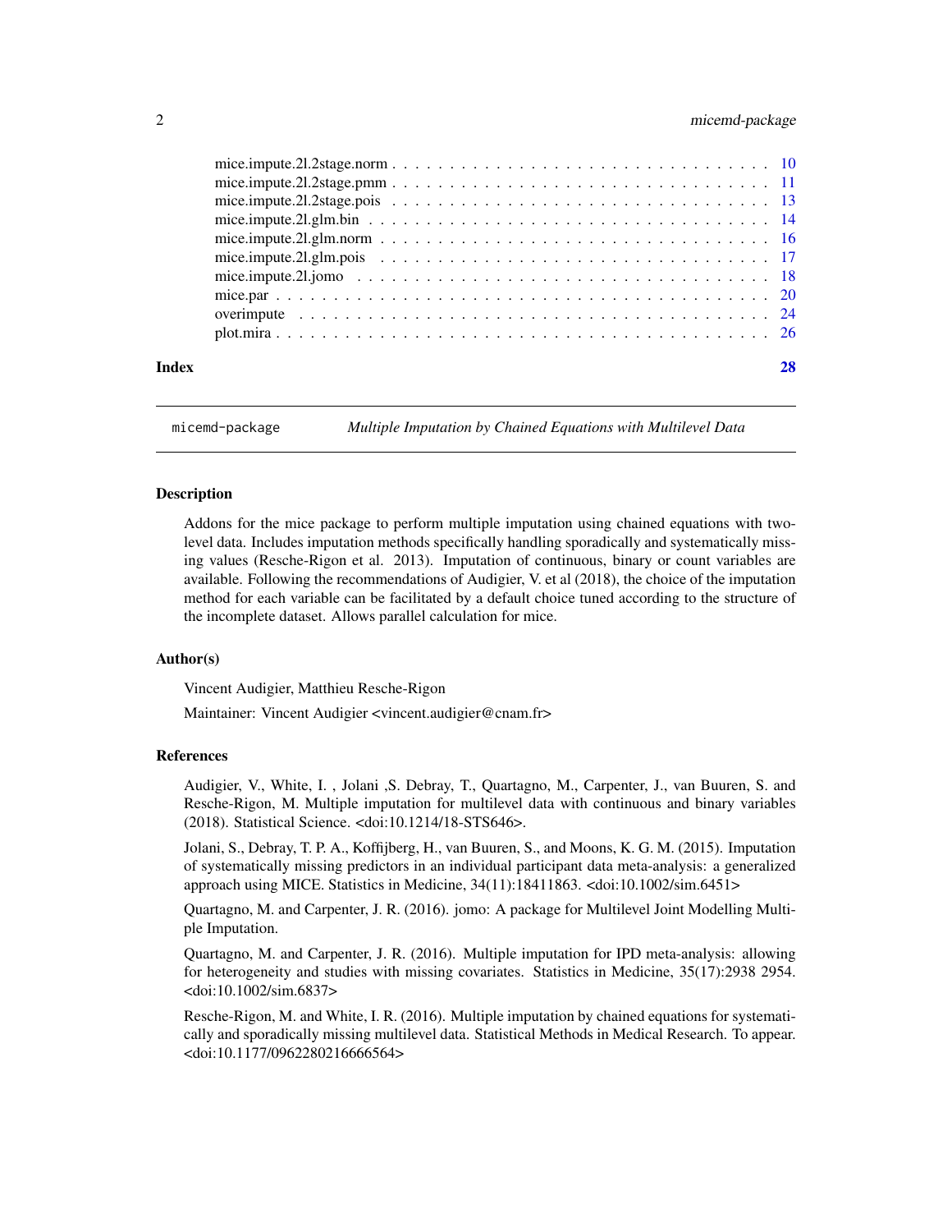| | |
|---|---|
| mice.impute.2l.2stage.norm | 10 |
| mice.impute.2l.2stage.pmm | 11 |
| mice.impute.2l.2stage.pois | 13 |
| mice.impute.2l.glm.bin | 14 |
| mice.impute.2l.glm.norm | 16 |
| mice.impute.2l.glm.pois | 17 |
| mice.impute.2l.jomo | 18 |
| mice.par | 20 |
| overimpute | 24 |
| plot.mira | 26 |

**Index** **28**

---

## micemd-package *Multiple Imputation by Chained Equations with Multilevel Data*

### Description

Addons for the mice package to perform multiple imputation using chained equations with two-level data. Includes imputation methods specifically handling sporadically and systematically missing values (Resche-Rigon et al. 2013). Imputation of continuous, binary or count variables are available. Following the recommendations of Audigier, V. et al (2018), the choice of the imputation method for each variable can be facilitated by a default choice tuned according to the structure of the incomplete dataset. Allows parallel calculation for mice.

### Author(s)

Vincent Audigier, Matthieu Resche-Rigon

Maintainer: Vincent Audigier <vincent.audigier@cnam.fr>

### References

Audigier, V., White, I. , Jolani ,S. Debray, T., Quartagno, M., Carpenter, J., van Buuren, S. and Resche-Rigon, M. Multiple imputation for multilevel data with continuous and binary variables (2018). Statistical Science. <doi:10.1214/18-STS646>.

Jolani, S., Debray, T. P. A., Koffijberg, H., van Buuren, S., and Moons, K. G. M. (2015). Imputation of systematically missing predictors in an individual participant data meta-analysis: a generalized approach using MICE. Statistics in Medicine, 34(11):18411863. <doi:10.1002/sim.6451>

Quartagno, M. and Carpenter, J. R. (2016). jomo: A package for Multilevel Joint Modelling Multiple Imputation.

Quartagno, M. and Carpenter, J. R. (2016). Multiple imputation for IPD meta-analysis: allowing for heterogeneity and studies with missing covariates. Statistics in Medicine, 35(17):2938 2954. <doi:10.1002/sim.6837>

Resche-Rigon, M. and White, I. R. (2016). Multiple imputation by chained equations for systematically and sporadically missing multilevel data. Statistical Methods in Medical Research. To appear. <doi:10.1177/0962280216666564>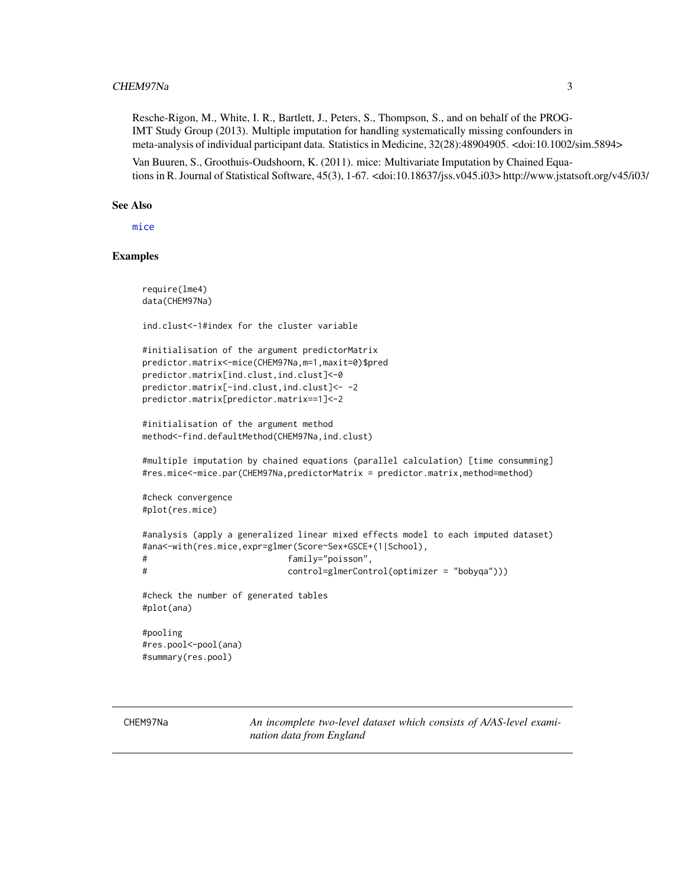Resche-Rigon, M., White, I. R., Bartlett, J., Peters, S., Thompson, S., and on behalf of the PROG-IMT Study Group (2013). Multiple imputation for handling systematically missing confounders in meta-analysis of individual participant data. Statistics in Medicine, 32(28):48904905. <doi:10.1002/sim.5894>

Van Buuren, S., Groothuis-Oudshoorn, K. (2011). mice: Multivariate Imputation by Chained Equations in R. Journal of Statistical Software, 45(3), 1-67. <doi:10.18637/jss.v045.i03> http://www.jstatsoft.org/v45/i03/

## See Also

mice

## Examples

```
require(lme4)
data(CHEM97Na)

ind.clust<-1#index for the cluster variable

#initialisation of the argument predictorMatrix
predictor.matrix<-mice(CHEM97Na,m=1,maxit=0)$pred
predictor.matrix[ind.clust,ind.clust]<-0
predictor.matrix[-ind.clust,ind.clust]<- -2
predictor.matrix[predictor.matrix==1]<-2

#initialisation of the argument method
method<-find.defaultMethod(CHEM97Na,ind.clust)

#multiple imputation by chained equations (parallel calculation) [time consumming]
#res.mice<-mice.par(CHEM97Na,predictorMatrix = predictor.matrix,method=method)

#check convergence
#plot(res.mice)

#analysis (apply a generalized linear mixed effects model to each imputed dataset)
#ana<-with(res.mice,expr=glmer(Score~Sex+GSCE+(1|School),
#                           family="poisson",
#                           control=glmerControl(optimizer = "bobyqa")))

#check the number of generated tables
#plot(ana)

#pooling
#res.pool<-pool(ana)
#summary(res.pool)
```

---

CHEM97Na *An incomplete two-level dataset which consists of A/AS-level examination data from England*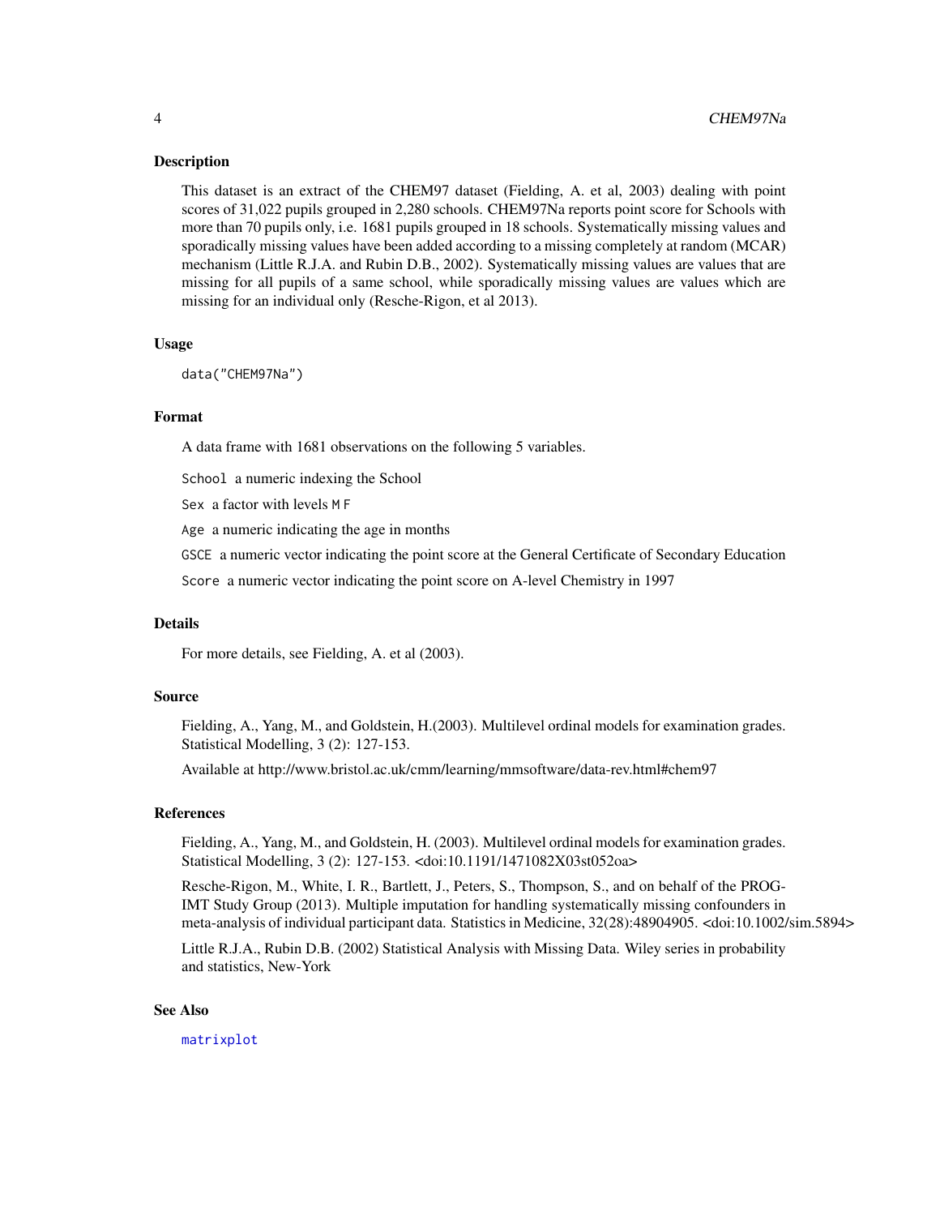### Description

This dataset is an extract of the CHEM97 dataset (Fielding, A. et al, 2003) dealing with point scores of 31,022 pupils grouped in 2,280 schools. CHEM97Na reports point score for Schools with more than 70 pupils only, i.e. 1681 pupils grouped in 18 schools. Systematically missing values and sporadically missing values have been added according to a missing completely at random (MCAR) mechanism (Little R.J.A. and Rubin D.B., 2002). Systematically missing values are values that are missing for all pupils of a same school, while sporadically missing values are values which are missing for an individual only (Resche-Rigon, et al 2013).

### Usage

```
data("CHEM97Na")
```

### Format

A data frame with 1681 observations on the following 5 variables.

`School` a numeric indexing the School

`Sex` a factor with levels `M` `F`

`Age` a numeric indicating the age in months

`GSCE` a numeric vector indicating the point score at the General Certificate of Secondary Education

`Score` a numeric vector indicating the point score on A-level Chemistry in 1997

### Details

For more details, see Fielding, A. et al (2003).

### Source

Fielding, A., Yang, M., and Goldstein, H.(2003). Multilevel ordinal models for examination grades. Statistical Modelling, 3 (2): 127-153.

Available at http://www.bristol.ac.uk/cmm/learning/mmsoftware/data-rev.html#chem97

### References

Fielding, A., Yang, M., and Goldstein, H. (2003). Multilevel ordinal models for examination grades. Statistical Modelling, 3 (2): 127-153. <doi:10.1191/1471082X03st052oa>

Resche-Rigon, M., White, I. R., Bartlett, J., Peters, S., Thompson, S., and on behalf of the PROG-IMT Study Group (2013). Multiple imputation for handling systematically missing confounders in meta-analysis of individual participant data. Statistics in Medicine, 32(28):48904905. <doi:10.1002/sim.5894>

Little R.J.A., Rubin D.B. (2002) Statistical Analysis with Missing Data. Wiley series in probability and statistics, New-York

### See Also

matrixplot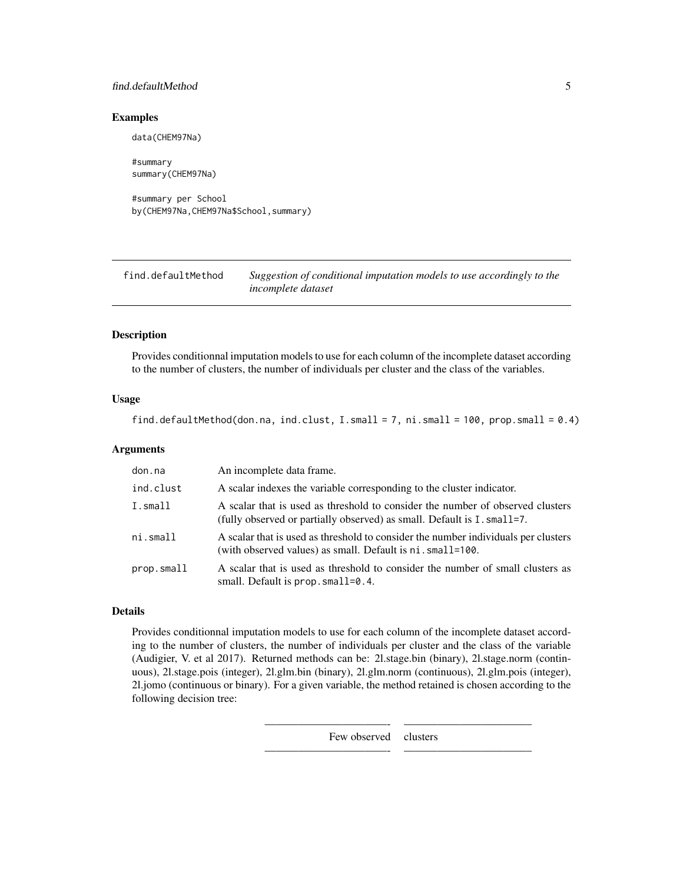## Examples

```
data(CHEM97Na)

#summary
summary(CHEM97Na)

#summary per School
by(CHEM97Na,CHEM97Na$School,summary)
```

---

## find.defaultMethod — *Suggestion of conditional imputation models to use accordingly to the incomplete dataset*

---

### Description

Provides conditionnal imputation models to use for each column of the incomplete dataset according to the number of clusters, the number of individuals per cluster and the class of the variables.

### Usage

```
find.defaultMethod(don.na, ind.clust, I.small = 7, ni.small = 100, prop.small = 0.4)
```

### Arguments

| | |
|---|---|
| `don.na` | An incomplete data frame. |
| `ind.clust` | A scalar indexes the variable corresponding to the cluster indicator. |
| `I.small` | A scalar that is used as threshold to consider the number of observed clusters (fully observed or partially observed) as small. Default is `I.small=7`. |
| `ni.small` | A scalar that is used as threshold to consider the number individuals per clusters (with observed values) as small. Default is `ni.small=100`. |
| `prop.small` | A scalar that is used as threshold to consider the number of small clusters as small. Default is `prop.small=0.4`. |

### Details

Provides conditionnal imputation models to use for each column of the incomplete dataset according to the number of clusters, the number of individuals per cluster and the class of the variable (Audigier, V. et al 2017). Returned methods can be: 2l.stage.bin (binary), 2l.stage.norm (continuous), 2l.stage.pois (integer), 2l.glm.bin (binary), 2l.glm.norm (continuous), 2l.glm.pois (integer), 2l.jomo (continuous or binary). For a given variable, the method retained is chosen according to the following decision tree:

| Few observed | clusters |
|---|---|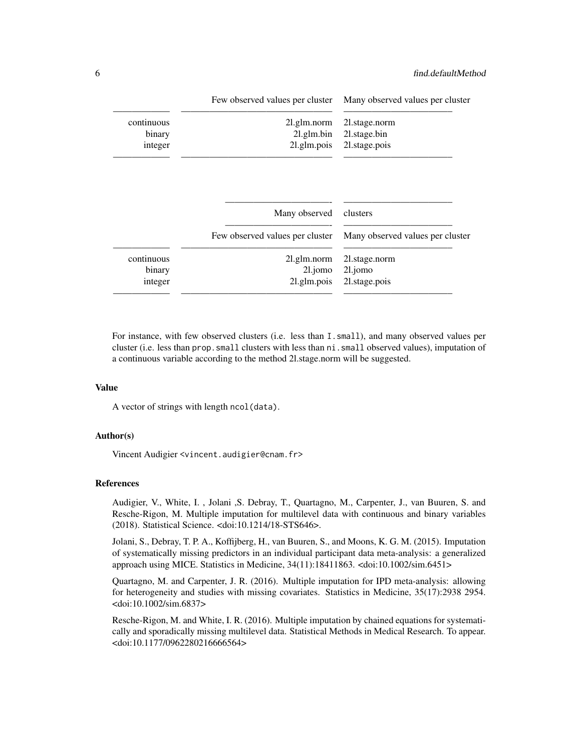| | Few observed values per cluster | Many observed values per cluster |
|---|---|---|
| continuous | 2l.glm.norm | 2l.stage.norm |
| binary | 2l.glm.bin | 2l.stage.bin |
| integer | 2l.glm.pois | 2l.stage.pois |

| | Many observed | clusters |
|---|---|---|
| | Few observed values per cluster | Many observed values per cluster |
| continuous | 2l.glm.norm | 2l.stage.norm |
| binary | 2l.jomo | 2l.jomo |
| integer | 2l.glm.pois | 2l.stage.pois |

For instance, with few observed clusters (i.e. less than `I.small`), and many observed values per cluster (i.e. less than `prop.small` clusters with less than `ni.small` observed values), imputation of a continuous variable according to the method 2l.stage.norm will be suggested.

### Value

A vector of strings with length `ncol(data)`.

### Author(s)

Vincent Audigier <vincent.audigier@cnam.fr>

### References

Audigier, V., White, I. , Jolani ,S. Debray, T., Quartagno, M., Carpenter, J., van Buuren, S. and Resche-Rigon, M. Multiple imputation for multilevel data with continuous and binary variables (2018). Statistical Science. <doi:10.1214/18-STS646>.

Jolani, S., Debray, T. P. A., Koffijberg, H., van Buuren, S., and Moons, K. G. M. (2015). Imputation of systematically missing predictors in an individual participant data meta-analysis: a generalized approach using MICE. Statistics in Medicine, 34(11):18411863. <doi:10.1002/sim.6451>

Quartagno, M. and Carpenter, J. R. (2016). Multiple imputation for IPD meta-analysis: allowing for heterogeneity and studies with missing covariates. Statistics in Medicine, 35(17):2938 2954. <doi:10.1002/sim.6837>

Resche-Rigon, M. and White, I. R. (2016). Multiple imputation by chained equations for systematically and sporadically missing multilevel data. Statistical Methods in Medical Research. To appear. <doi:10.1177/0962280216666564>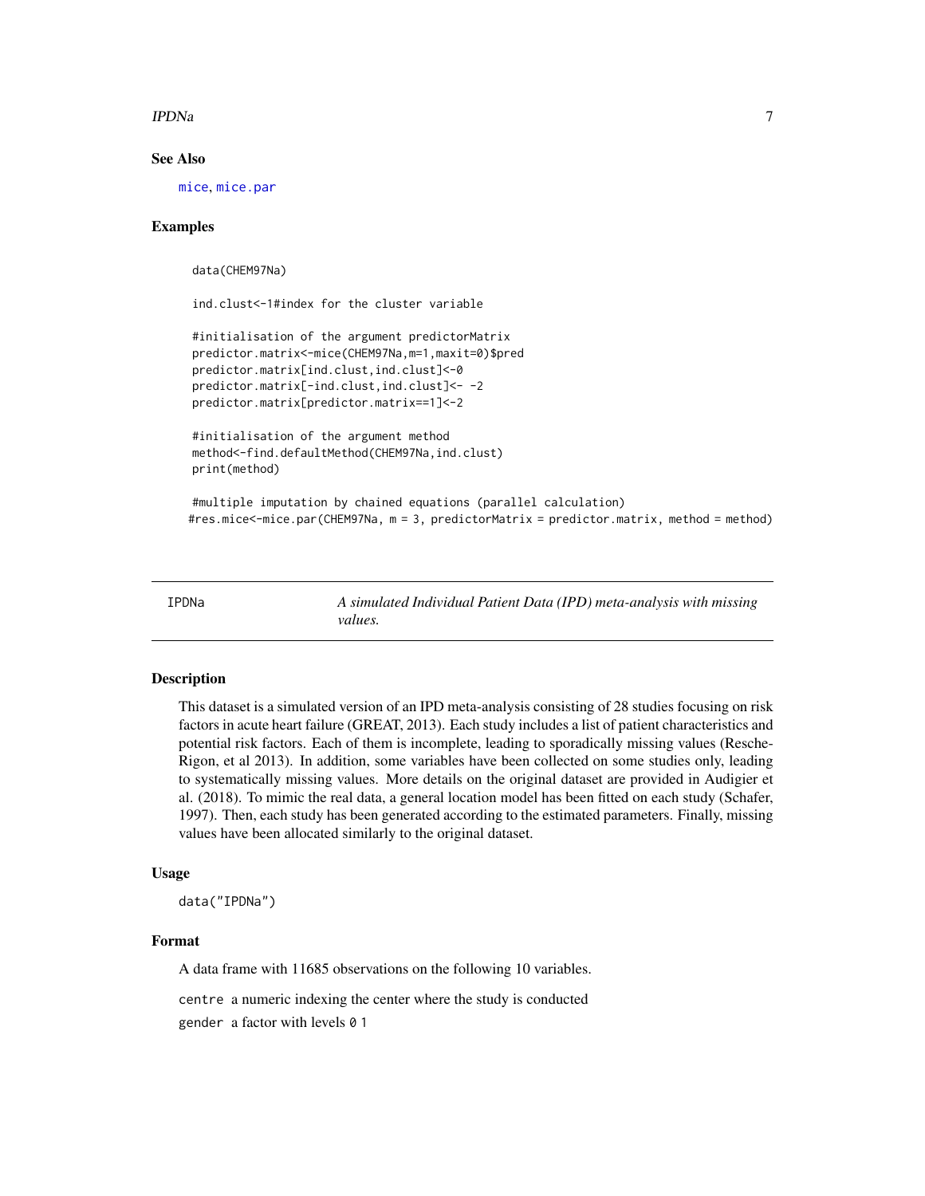## See Also

mice, mice.par

## Examples

```
data(CHEM97Na)

ind.clust<-1#index for the cluster variable

#initialisation of the argument predictorMatrix
predictor.matrix<-mice(CHEM97Na,m=1,maxit=0)$pred
predictor.matrix[ind.clust,ind.clust]<-0
predictor.matrix[-ind.clust,ind.clust]<- -2
predictor.matrix[predictor.matrix==1]<-2

#initialisation of the argument method
method<-find.defaultMethod(CHEM97Na,ind.clust)
print(method)

#multiple imputation by chained equations (parallel calculation)
#res.mice<-mice.par(CHEM97Na, m = 3, predictorMatrix = predictor.matrix, method = method)
```

---

# IPDNa *A simulated Individual Patient Data (IPD) meta-analysis with missing values.*

## Description

This dataset is a simulated version of an IPD meta-analysis consisting of 28 studies focusing on risk factors in acute heart failure (GREAT, 2013). Each study includes a list of patient characteristics and potential risk factors. Each of them is incomplete, leading to sporadically missing values (Resche-Rigon, et al 2013). In addition, some variables have been collected on some studies only, leading to systematically missing values. More details on the original dataset are provided in Audigier et al. (2018). To mimic the real data, a general location model has been fitted on each study (Schafer, 1997). Then, each study has been generated according to the estimated parameters. Finally, missing values have been allocated similarly to the original dataset.

## Usage

```
data("IPDNa")
```

## Format

A data frame with 11685 observations on the following 10 variables.

centre a numeric indexing the center where the study is conducted

gender a factor with levels 0 1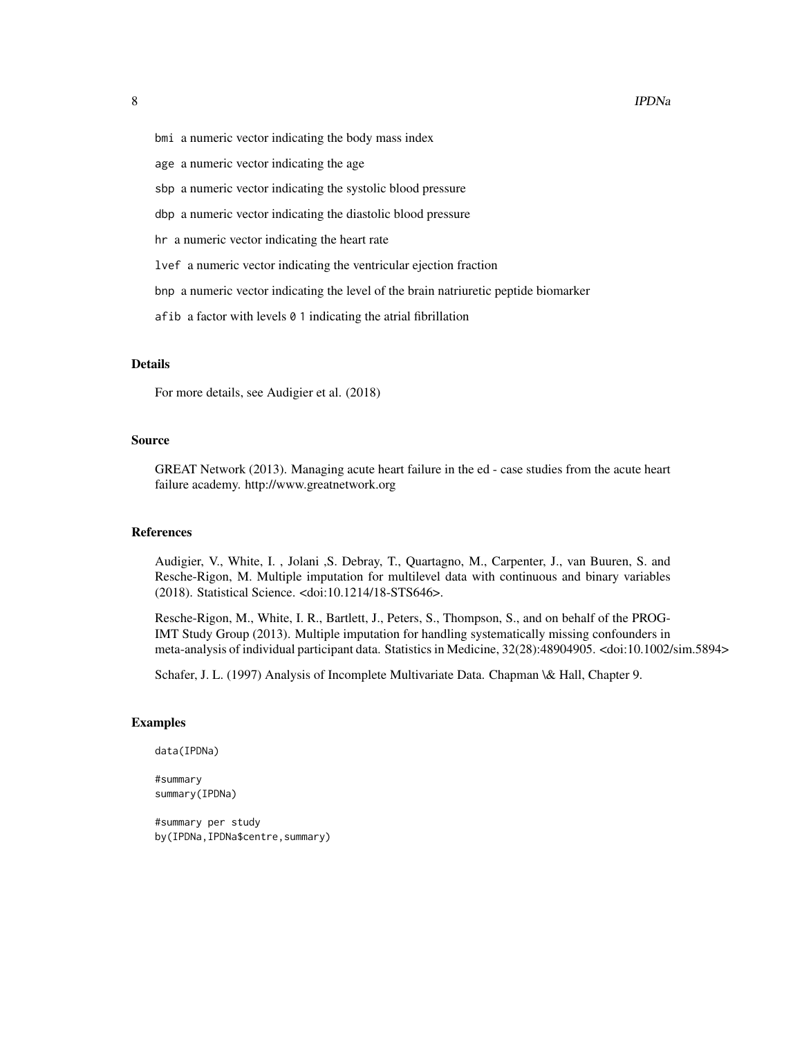bmi a numeric vector indicating the body mass index

age a numeric vector indicating the age

sbp a numeric vector indicating the systolic blood pressure

dbp a numeric vector indicating the diastolic blood pressure

hr a numeric vector indicating the heart rate

lvef a numeric vector indicating the ventricular ejection fraction

bnp a numeric vector indicating the level of the brain natriuretic peptide biomarker

afib a factor with levels 0 1 indicating the atrial fibrillation

## Details

For more details, see Audigier et al. (2018)

## Source

GREAT Network (2013). Managing acute heart failure in the ed - case studies from the acute heart failure academy. http://www.greatnetwork.org

## References

Audigier, V., White, I. , Jolani ,S. Debray, T., Quartagno, M., Carpenter, J., van Buuren, S. and Resche-Rigon, M. Multiple imputation for multilevel data with continuous and binary variables (2018). Statistical Science. <doi:10.1214/18-STS646>.

Resche-Rigon, M., White, I. R., Bartlett, J., Peters, S., Thompson, S., and on behalf of the PROG-IMT Study Group (2013). Multiple imputation for handling systematically missing confounders in meta-analysis of individual participant data. Statistics in Medicine, 32(28):48904905. <doi:10.1002/sim.5894>

Schafer, J. L. (1997) Analysis of Incomplete Multivariate Data. Chapman \& Hall, Chapter 9.

## Examples

```
data(IPDNa)

#summary
summary(IPDNa)

#summary per study
by(IPDNa,IPDNa$centre,summary)
```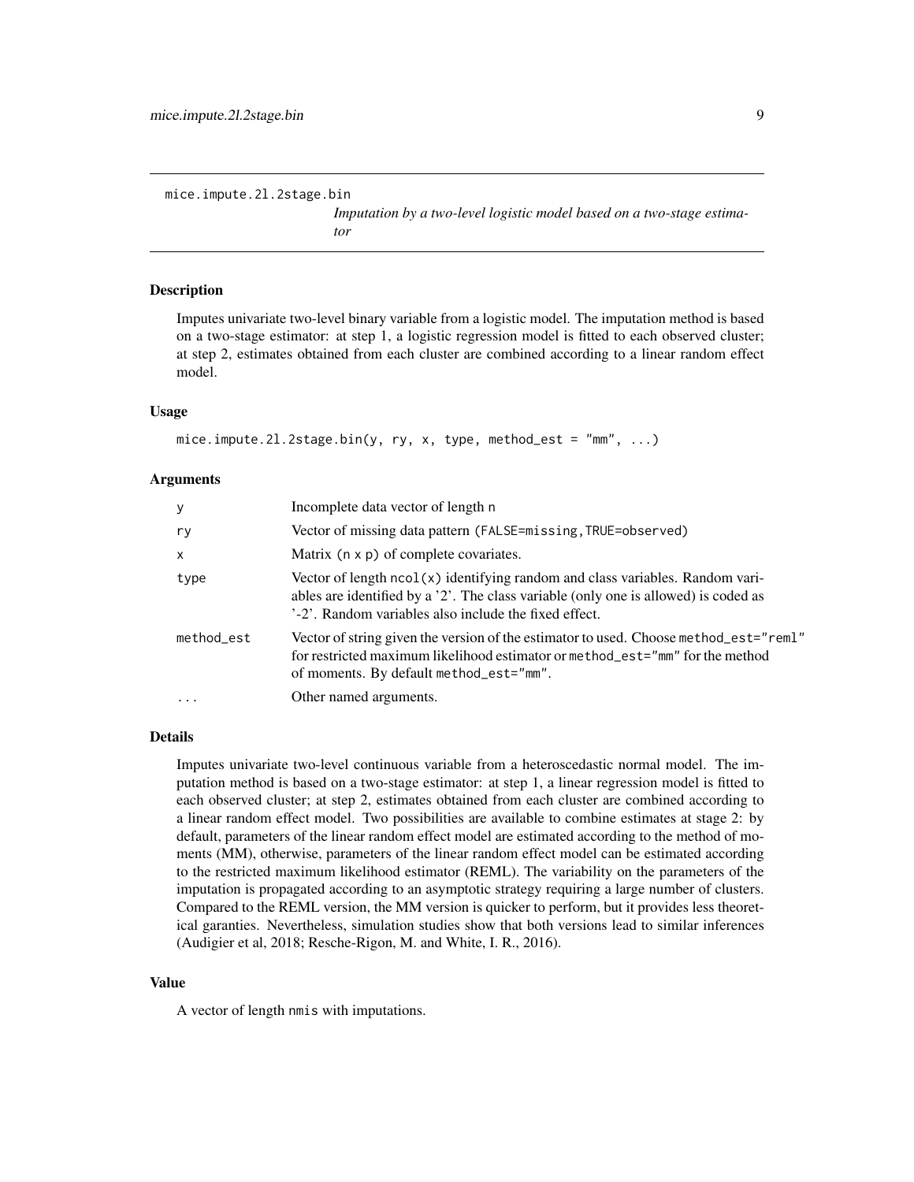mice.impute.2l.2stage.bin

*Imputation by a two-level logistic model based on a two-stage estimator*

## Description

Imputes univariate two-level binary variable from a logistic model. The imputation method is based on a two-stage estimator: at step 1, a logistic regression model is fitted to each observed cluster; at step 2, estimates obtained from each cluster are combined according to a linear random effect model.

## Usage

```
mice.impute.2l.2stage.bin(y, ry, x, type, method_est = "mm", ...)
```

## Arguments

| | |
|---|---|
| y | Incomplete data vector of length n |
| ry | Vector of missing data pattern (FALSE=missing,TRUE=observed) |
| x | Matrix (n x p) of complete covariates. |
| type | Vector of length ncol(x) identifying random and class variables. Random variables are identified by a '2'. The class variable (only one is allowed) is coded as '-2'. Random variables also include the fixed effect. |
| method_est | Vector of string given the version of the estimator to used. Choose method_est="reml" for restricted maximum likelihood estimator or method_est="mm" for the method of moments. By default method_est="mm". |
| ... | Other named arguments. |

## Details

Imputes univariate two-level continuous variable from a heteroscedastic normal model. The imputation method is based on a two-stage estimator: at step 1, a linear regression model is fitted to each observed cluster; at step 2, estimates obtained from each cluster are combined according to a linear random effect model. Two possibilities are available to combine estimates at stage 2: by default, parameters of the linear random effect model are estimated according to the method of moments (MM), otherwise, parameters of the linear random effect model can be estimated according to the restricted maximum likelihood estimator (REML). The variability on the parameters of the imputation is propagated according to an asymptotic strategy requiring a large number of clusters. Compared to the REML version, the MM version is quicker to perform, but it provides less theoretical garanties. Nevertheless, simulation studies show that both versions lead to similar inferences (Audigier et al, 2018; Resche-Rigon, M. and White, I. R., 2016).

## Value

A vector of length nmis with imputations.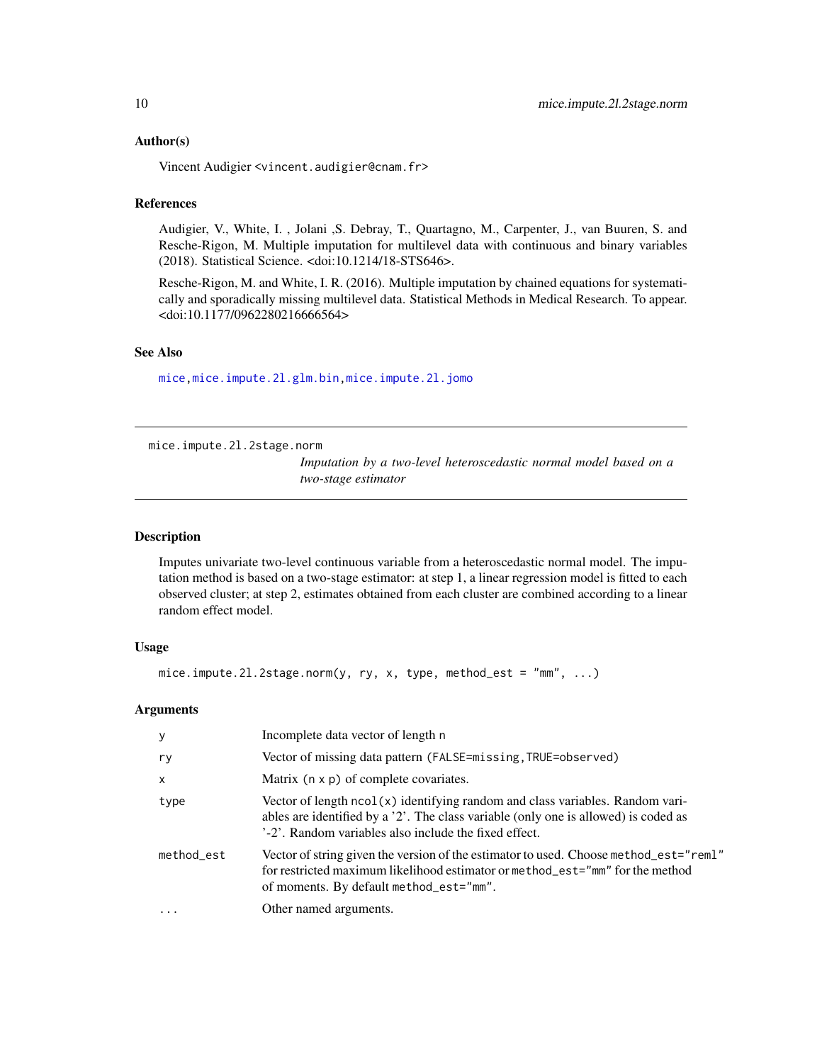### Author(s)

Vincent Audigier <vincent.audigier@cnam.fr>

### References

Audigier, V., White, I. , Jolani ,S. Debray, T., Quartagno, M., Carpenter, J., van Buuren, S. and Resche-Rigon, M. Multiple imputation for multilevel data with continuous and binary variables (2018). Statistical Science. <doi:10.1214/18-STS646>.

Resche-Rigon, M. and White, I. R. (2016). Multiple imputation by chained equations for systematically and sporadically missing multilevel data. Statistical Methods in Medical Research. To appear. <doi:10.1177/0962280216666564>

### See Also

mice,mice.impute.2l.glm.bin,mice.impute.2l.jomo

---

## mice.impute.2l.2stage.norm

*Imputation by a two-level heteroscedastic normal model based on a two-stage estimator*

### Description

Imputes univariate two-level continuous variable from a heteroscedastic normal model. The imputation method is based on a two-stage estimator: at step 1, a linear regression model is fitted to each observed cluster; at step 2, estimates obtained from each cluster are combined according to a linear random effect model.

### Usage

```
mice.impute.2l.2stage.norm(y, ry, x, type, method_est = "mm", ...)
```

### Arguments

| | |
|---|---|
| y | Incomplete data vector of length n |
| ry | Vector of missing data pattern (FALSE=missing,TRUE=observed) |
| x | Matrix (n x p) of complete covariates. |
| type | Vector of length ncol(x) identifying random and class variables. Random variables are identified by a '2'. The class variable (only one is allowed) is coded as '-2'. Random variables also include the fixed effect. |
| method_est | Vector of string given the version of the estimator to used. Choose method_est="reml" for restricted maximum likelihood estimator or method_est="mm" for the method of moments. By default method_est="mm". |
| ... | Other named arguments. |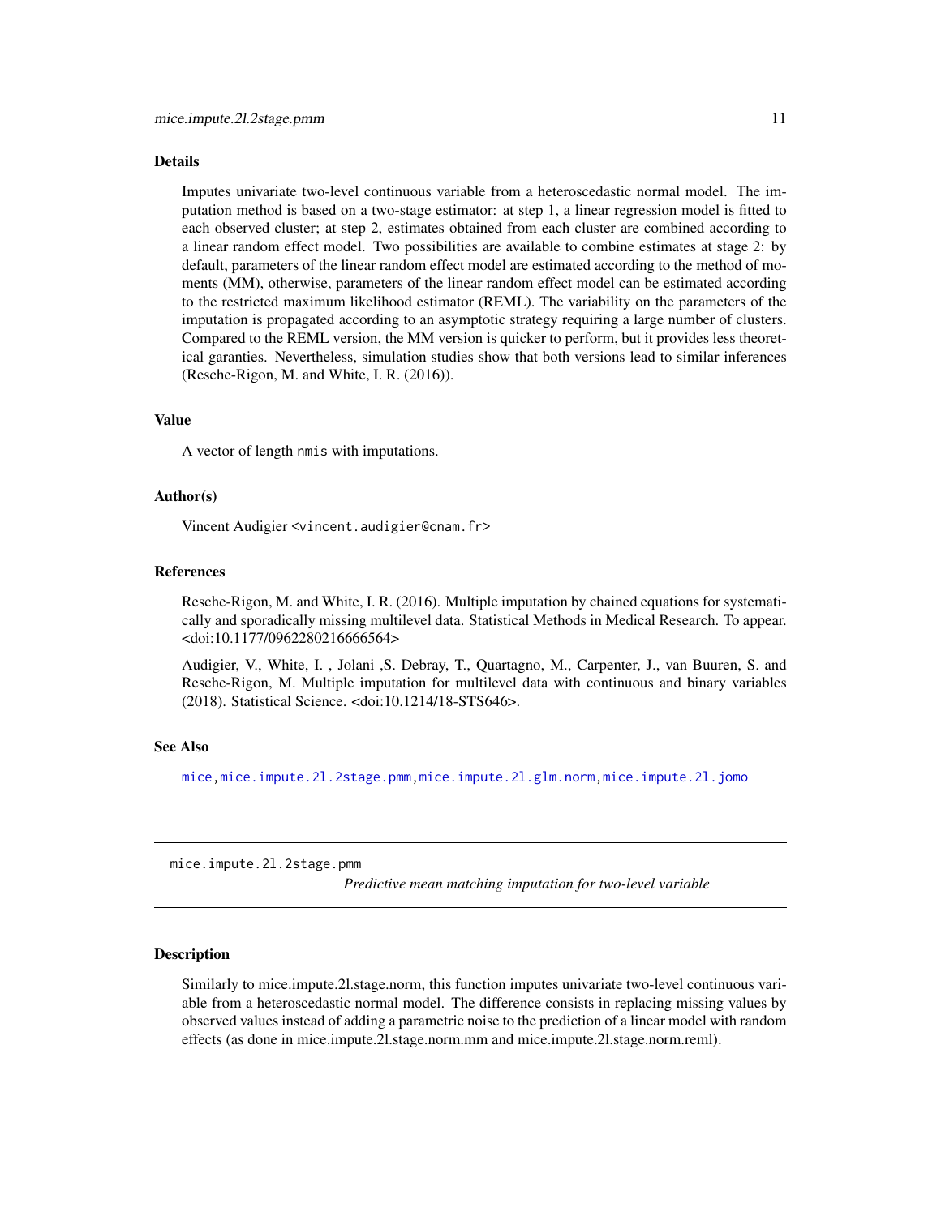### Details

Imputes univariate two-level continuous variable from a heteroscedastic normal model. The imputation method is based on a two-stage estimator: at step 1, a linear regression model is fitted to each observed cluster; at step 2, estimates obtained from each cluster are combined according to a linear random effect model. Two possibilities are available to combine estimates at stage 2: by default, parameters of the linear random effect model are estimated according to the method of moments (MM), otherwise, parameters of the linear random effect model can be estimated according to the restricted maximum likelihood estimator (REML). The variability on the parameters of the imputation is propagated according to an asymptotic strategy requiring a large number of clusters. Compared to the REML version, the MM version is quicker to perform, but it provides less theoretical garanties. Nevertheless, simulation studies show that both versions lead to similar inferences (Resche-Rigon, M. and White, I. R. (2016)).

### Value

A vector of length `nmis` with imputations.

### Author(s)

Vincent Audigier <vincent.audigier@cnam.fr>

### References

Resche-Rigon, M. and White, I. R. (2016). Multiple imputation by chained equations for systematically and sporadically missing multilevel data. Statistical Methods in Medical Research. To appear. <doi:10.1177/0962280216666564>

Audigier, V., White, I. , Jolani ,S. Debray, T., Quartagno, M., Carpenter, J., van Buuren, S. and Resche-Rigon, M. Multiple imputation for multilevel data with continuous and binary variables (2018). Statistical Science. <doi:10.1214/18-STS646>.

### See Also

`mice`,`mice.impute.2l.2stage.pmm`,`mice.impute.2l.glm.norm`,`mice.impute.2l.jomo`

---

## mice.impute.2l.2stage.pmm

*Predictive mean matching imputation for two-level variable*

### Description

Similarly to mice.impute.2l.stage.norm, this function imputes univariate two-level continuous variable from a heteroscedastic normal model. The difference consists in replacing missing values by observed values instead of adding a parametric noise to the prediction of a linear model with random effects (as done in mice.impute.2l.stage.norm.mm and mice.impute.2l.stage.norm.reml).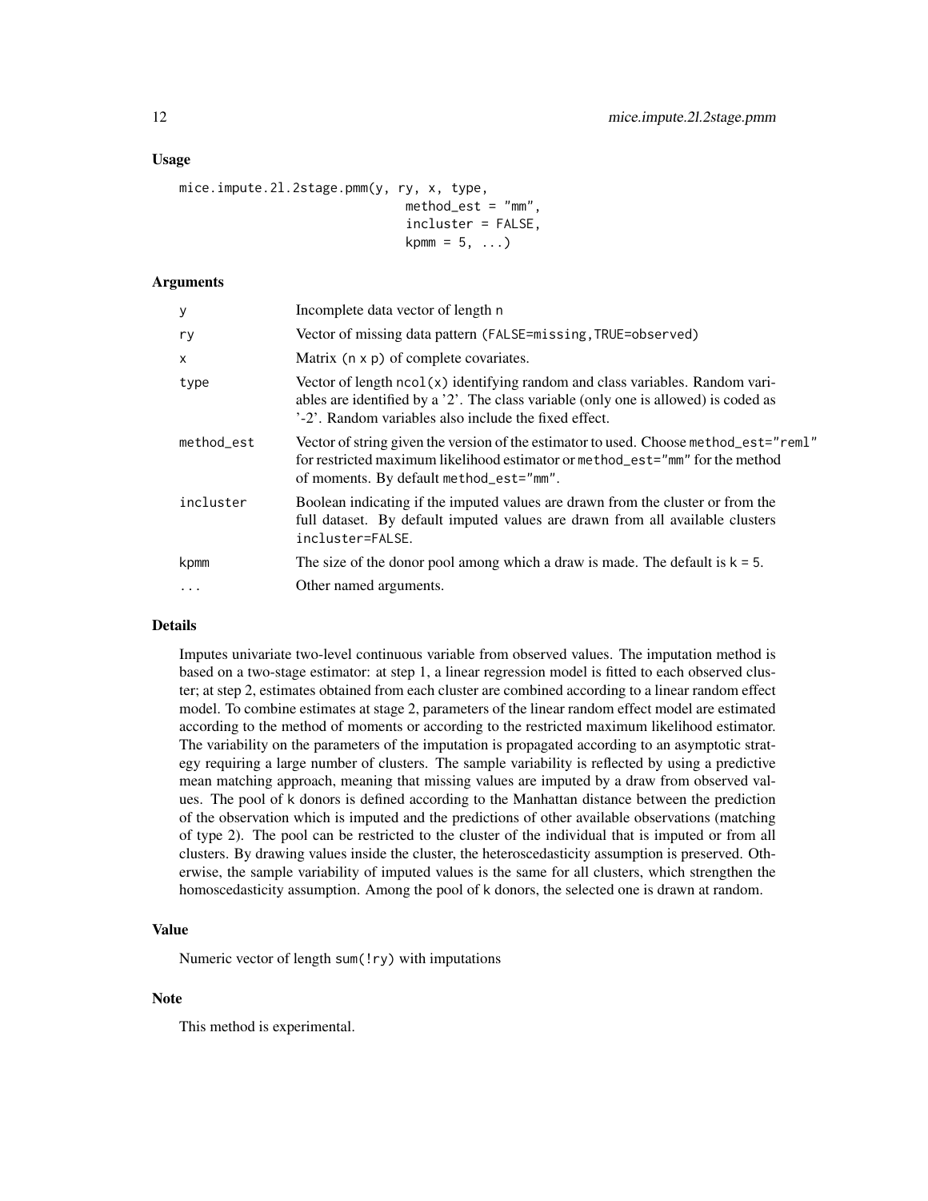### Usage

```
mice.impute.2l.2stage.pmm(y, ry, x, type,
                          method_est = "mm",
                          incluster = FALSE,
                          kpmm = 5, ...)
```

### Arguments

| | |
|---|---|
| `y` | Incomplete data vector of length n |
| `ry` | Vector of missing data pattern (FALSE=missing,TRUE=observed) |
| `x` | Matrix (n x p) of complete covariates. |
| `type` | Vector of length ncol(x) identifying random and class variables. Random variables are identified by a '2'. The class variable (only one is allowed) is coded as '-2'. Random variables also include the fixed effect. |
| `method_est` | Vector of string given the version of the estimator to used. Choose method_est="reml" for restricted maximum likelihood estimator or method_est="mm" for the method of moments. By default method_est="mm". |
| `incluster` | Boolean indicating if the imputed values are drawn from the cluster or from the full dataset. By default imputed values are drawn from all available clusters incluster=FALSE. |
| `kpmm` | The size of the donor pool among which a draw is made. The default is k = 5. |
| `...` | Other named arguments. |

### Details

Imputes univariate two-level continuous variable from observed values. The imputation method is based on a two-stage estimator: at step 1, a linear regression model is fitted to each observed cluster; at step 2, estimates obtained from each cluster are combined according to a linear random effect model. To combine estimates at stage 2, parameters of the linear random effect model are estimated according to the method of moments or according to the restricted maximum likelihood estimator. The variability on the parameters of the imputation is propagated according to an asymptotic strategy requiring a large number of clusters. The sample variability is reflected by using a predictive mean matching approach, meaning that missing values are imputed by a draw from observed values. The pool of k donors is defined according to the Manhattan distance between the prediction of the observation which is imputed and the predictions of other available observations (matching of type 2). The pool can be restricted to the cluster of the individual that is imputed or from all clusters. By drawing values inside the cluster, the heteroscedasticity assumption is preserved. Otherwise, the sample variability of imputed values is the same for all clusters, which strengthen the homoscedasticity assumption. Among the pool of k donors, the selected one is drawn at random.

### Value

Numeric vector of length sum(!ry) with imputations

### Note

This method is experimental.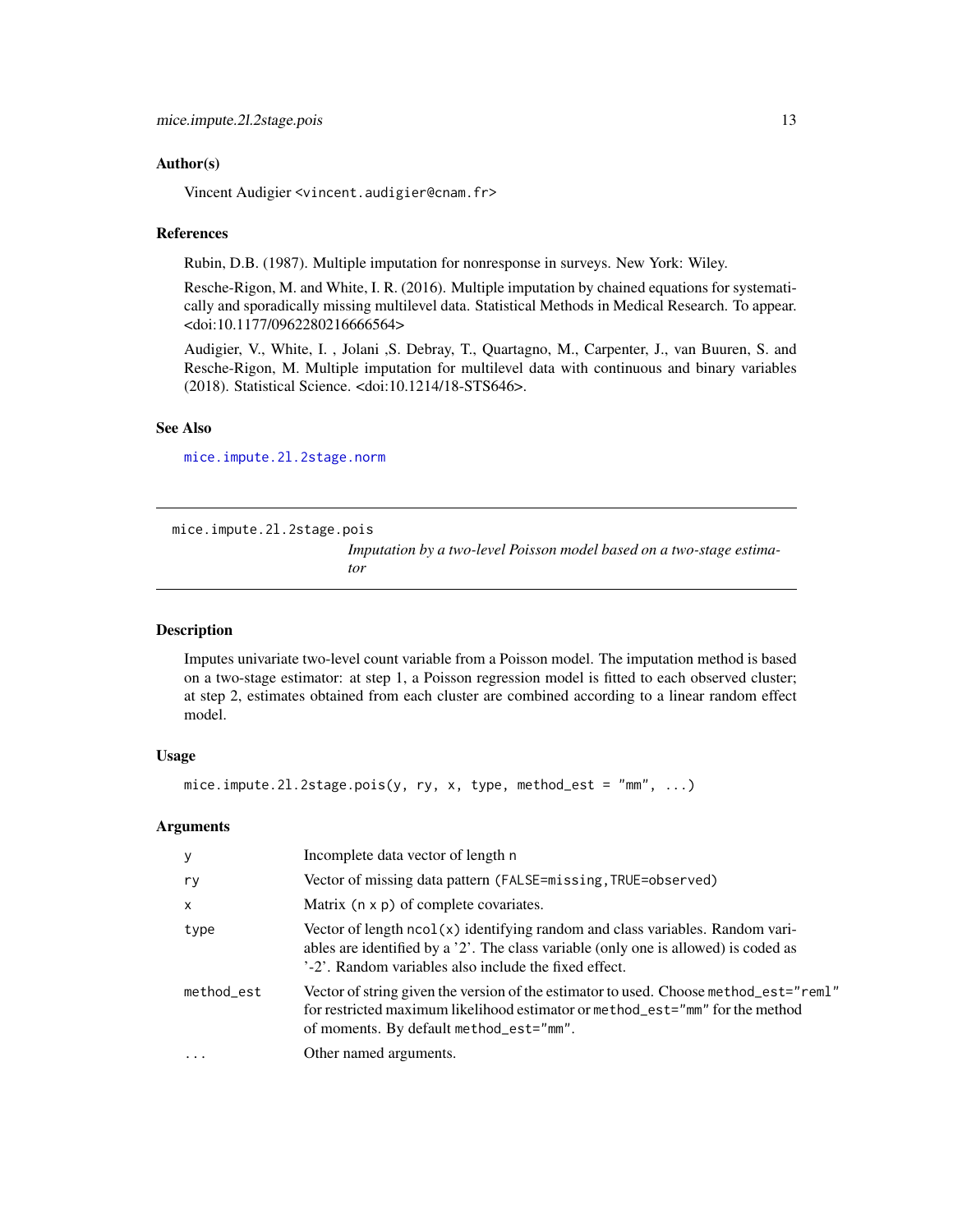### Author(s)

Vincent Audigier <vincent.audigier@cnam.fr>

### References

Rubin, D.B. (1987). Multiple imputation for nonresponse in surveys. New York: Wiley.

Resche-Rigon, M. and White, I. R. (2016). Multiple imputation by chained equations for systematically and sporadically missing multilevel data. Statistical Methods in Medical Research. To appear. <doi:10.1177/0962280216666564>

Audigier, V., White, I. , Jolani ,S. Debray, T., Quartagno, M., Carpenter, J., van Buuren, S. and Resche-Rigon, M. Multiple imputation for multilevel data with continuous and binary variables (2018). Statistical Science. <doi:10.1214/18-STS646>.

### See Also

`mice.impute.2l.2stage.norm`

---

## mice.impute.2l.2stage.pois

*Imputation by a two-level Poisson model based on a two-stage estimator*

---

### Description

Imputes univariate two-level count variable from a Poisson model. The imputation method is based on a two-stage estimator: at step 1, a Poisson regression model is fitted to each observed cluster; at step 2, estimates obtained from each cluster are combined according to a linear random effect model.

### Usage

```
mice.impute.2l.2stage.pois(y, ry, x, type, method_est = "mm", ...)
```

### Arguments

| | |
|---|---|
| `y` | Incomplete data vector of length `n` |
| `ry` | Vector of missing data pattern (`FALSE=missing,TRUE=observed`) |
| `x` | Matrix (`n x p`) of complete covariates. |
| `type` | Vector of length `ncol(x)` identifying random and class variables. Random variables are identified by a '2'. The class variable (only one is allowed) is coded as '-2'. Random variables also include the fixed effect. |
| `method_est` | Vector of string given the version of the estimator to used. Choose `method_est="reml"` for restricted maximum likelihood estimator or `method_est="mm"` for the method of moments. By default `method_est="mm"`. |
| `...` | Other named arguments. |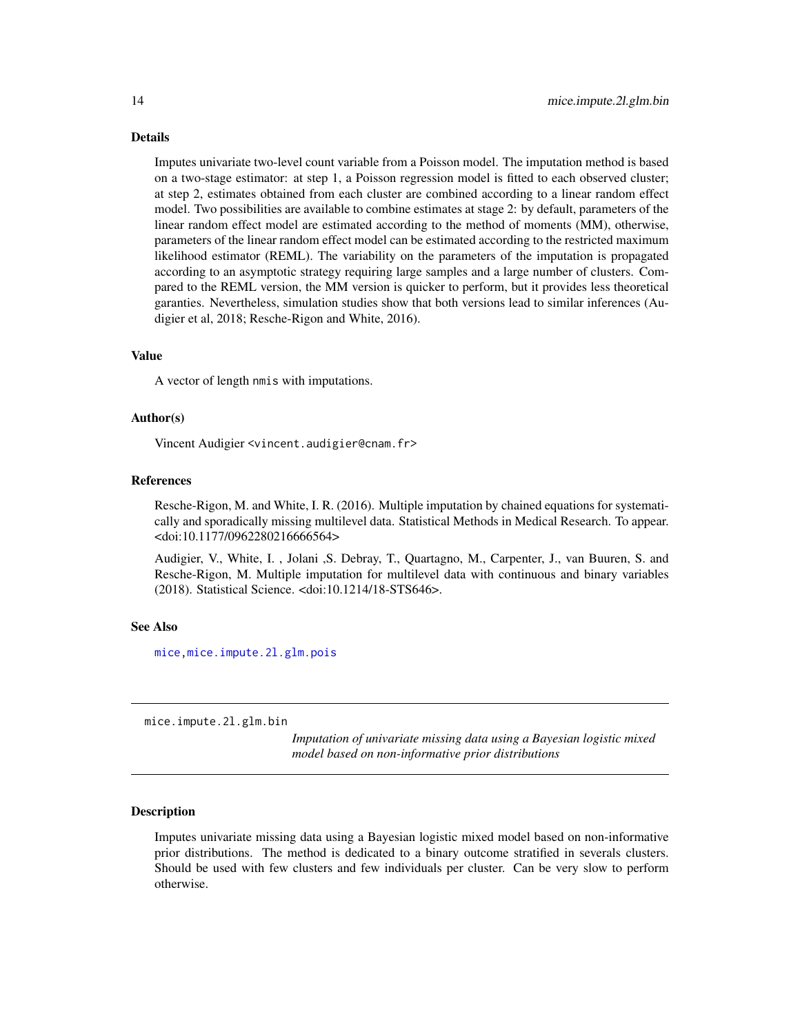### Details

Imputes univariate two-level count variable from a Poisson model. The imputation method is based on a two-stage estimator: at step 1, a Poisson regression model is fitted to each observed cluster; at step 2, estimates obtained from each cluster are combined according to a linear random effect model. Two possibilities are available to combine estimates at stage 2: by default, parameters of the linear random effect model are estimated according to the method of moments (MM), otherwise, parameters of the linear random effect model can be estimated according to the restricted maximum likelihood estimator (REML). The variability on the parameters of the imputation is propagated according to an asymptotic strategy requiring large samples and a large number of clusters. Compared to the REML version, the MM version is quicker to perform, but it provides less theoretical garanties. Nevertheless, simulation studies show that both versions lead to similar inferences (Audigier et al, 2018; Resche-Rigon and White, 2016).

### Value

A vector of length `nmis` with imputations.

### Author(s)

Vincent Audigier <vincent.audigier@cnam.fr>

### References

Resche-Rigon, M. and White, I. R. (2016). Multiple imputation by chained equations for systematically and sporadically missing multilevel data. Statistical Methods in Medical Research. To appear. <doi:10.1177/0962280216666564>

Audigier, V., White, I. , Jolani ,S. Debray, T., Quartagno, M., Carpenter, J., van Buuren, S. and Resche-Rigon, M. Multiple imputation for multilevel data with continuous and binary variables (2018). Statistical Science. <doi:10.1214/18-STS646>.

### See Also

`mice`, `mice.impute.2l.glm.pois`

---

## mice.impute.2l.glm.bin

*Imputation of univariate missing data using a Bayesian logistic mixed model based on non-informative prior distributions*

### Description

Imputes univariate missing data using a Bayesian logistic mixed model based on non-informative prior distributions. The method is dedicated to a binary outcome stratified in severals clusters. Should be used with few clusters and few individuals per cluster. Can be very slow to perform otherwise.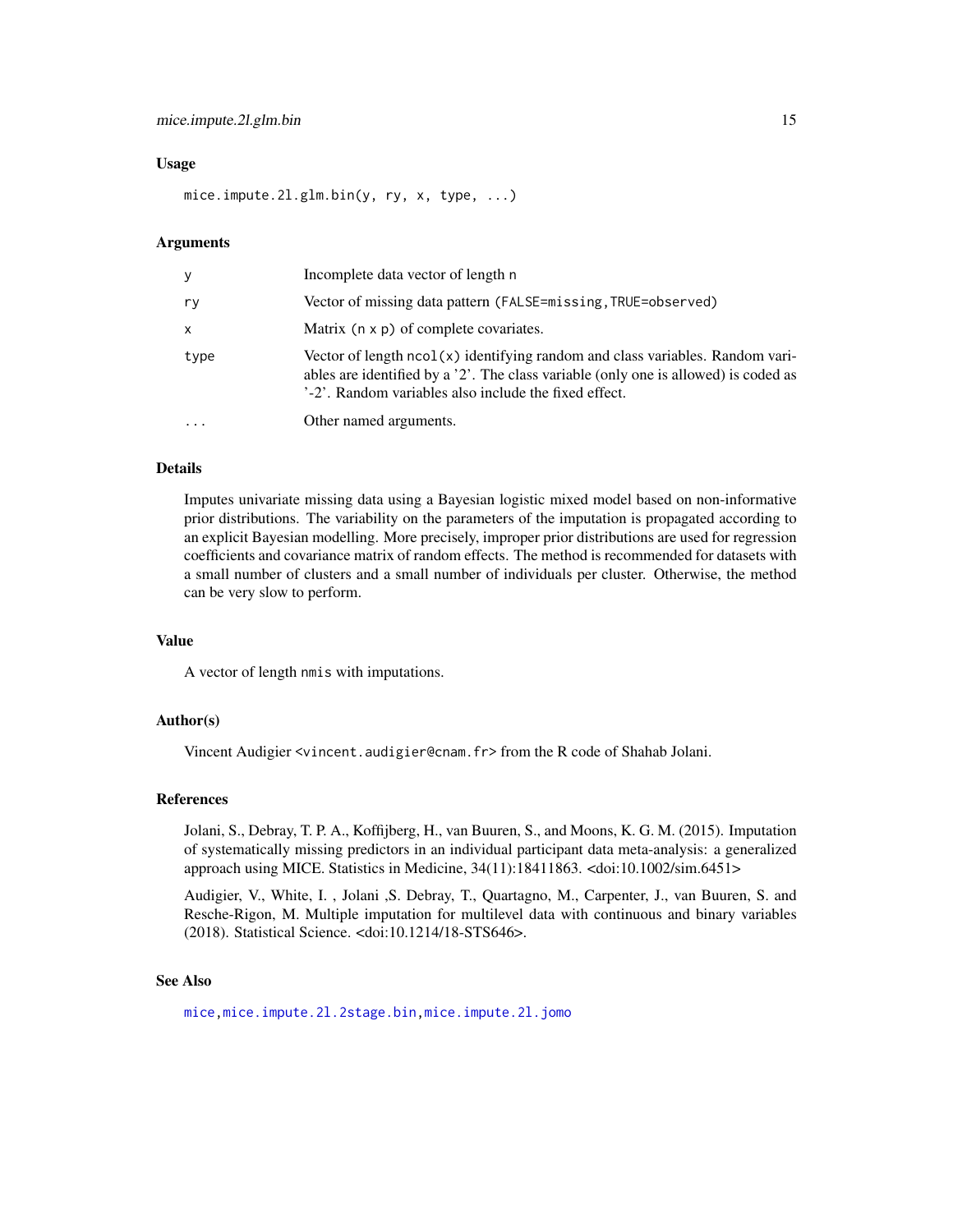### Usage

```
mice.impute.2l.glm.bin(y, ry, x, type, ...)
```

### Arguments

| | |
|---|---|
| y | Incomplete data vector of length n |
| ry | Vector of missing data pattern (FALSE=missing,TRUE=observed) |
| x | Matrix (n x p) of complete covariates. |
| type | Vector of length ncol(x) identifying random and class variables. Random variables are identified by a '2'. The class variable (only one is allowed) is coded as '-2'. Random variables also include the fixed effect. |
| ... | Other named arguments. |

### Details

Imputes univariate missing data using a Bayesian logistic mixed model based on non-informative prior distributions. The variability on the parameters of the imputation is propagated according to an explicit Bayesian modelling. More precisely, improper prior distributions are used for regression coefficients and covariance matrix of random effects. The method is recommended for datasets with a small number of clusters and a small number of individuals per cluster. Otherwise, the method can be very slow to perform.

### Value

A vector of length nmis with imputations.

### Author(s)

Vincent Audigier <vincent.audigier@cnam.fr> from the R code of Shahab Jolani.

### References

Jolani, S., Debray, T. P. A., Koffijberg, H., van Buuren, S., and Moons, K. G. M. (2015). Imputation of systematically missing predictors in an individual participant data meta-analysis: a generalized approach using MICE. Statistics in Medicine, 34(11):18411863. <doi:10.1002/sim.6451>

Audigier, V., White, I. , Jolani ,S. Debray, T., Quartagno, M., Carpenter, J., van Buuren, S. and Resche-Rigon, M. Multiple imputation for multilevel data with continuous and binary variables (2018). Statistical Science. <doi:10.1214/18-STS646>.

### See Also

mice, mice.impute.2l.2stage.bin, mice.impute.2l.jomo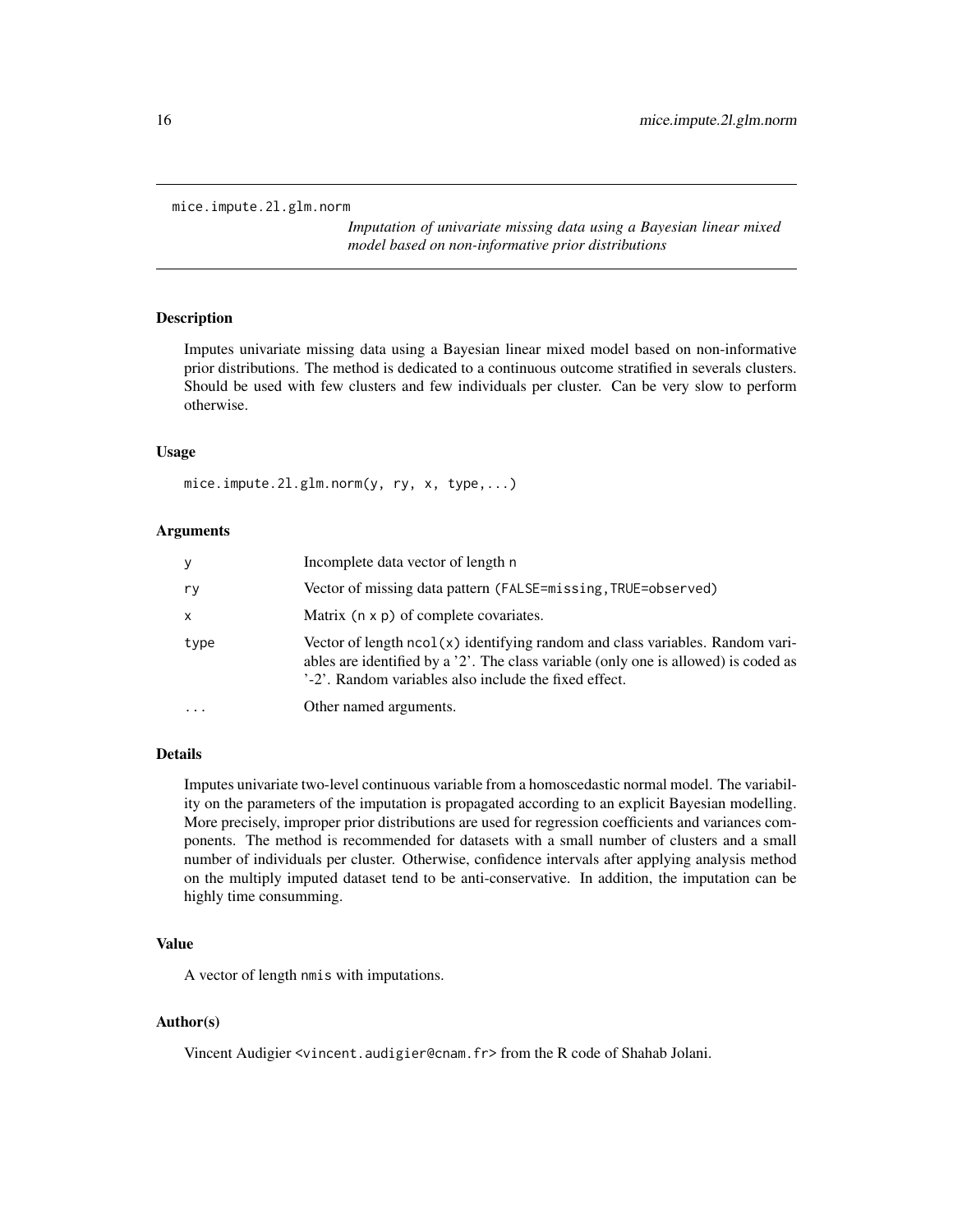`mice.impute.2l.glm.norm`

*Imputation of univariate missing data using a Bayesian linear mixed model based on non-informative prior distributions*

## Description

Imputes univariate missing data using a Bayesian linear mixed model based on non-informative prior distributions. The method is dedicated to a continuous outcome stratified in severals clusters. Should be used with few clusters and few individuals per cluster. Can be very slow to perform otherwise.

## Usage

```
mice.impute.2l.glm.norm(y, ry, x, type,...)
```

## Arguments

| | |
|---|---|
| `y` | Incomplete data vector of length `n` |
| `ry` | Vector of missing data pattern (`FALSE=missing,TRUE=observed`) |
| `x` | Matrix (`n x p`) of complete covariates. |
| `type` | Vector of length `ncol(x)` identifying random and class variables. Random variables are identified by a '2'. The class variable (only one is allowed) is coded as '-2'. Random variables also include the fixed effect. |
| `...` | Other named arguments. |

## Details

Imputes univariate two-level continuous variable from a homoscedastic normal model. The variability on the parameters of the imputation is propagated according to an explicit Bayesian modelling. More precisely, improper prior distributions are used for regression coefficients and variances components. The method is recommended for datasets with a small number of clusters and a small number of individuals per cluster. Otherwise, confidence intervals after applying analysis method on the multiply imputed dataset tend to be anti-conservative. In addition, the imputation can be highly time consumming.

## Value

A vector of length `nmis` with imputations.

## Author(s)

Vincent Audigier <`vincent.audigier@cnam.fr`> from the R code of Shahab Jolani.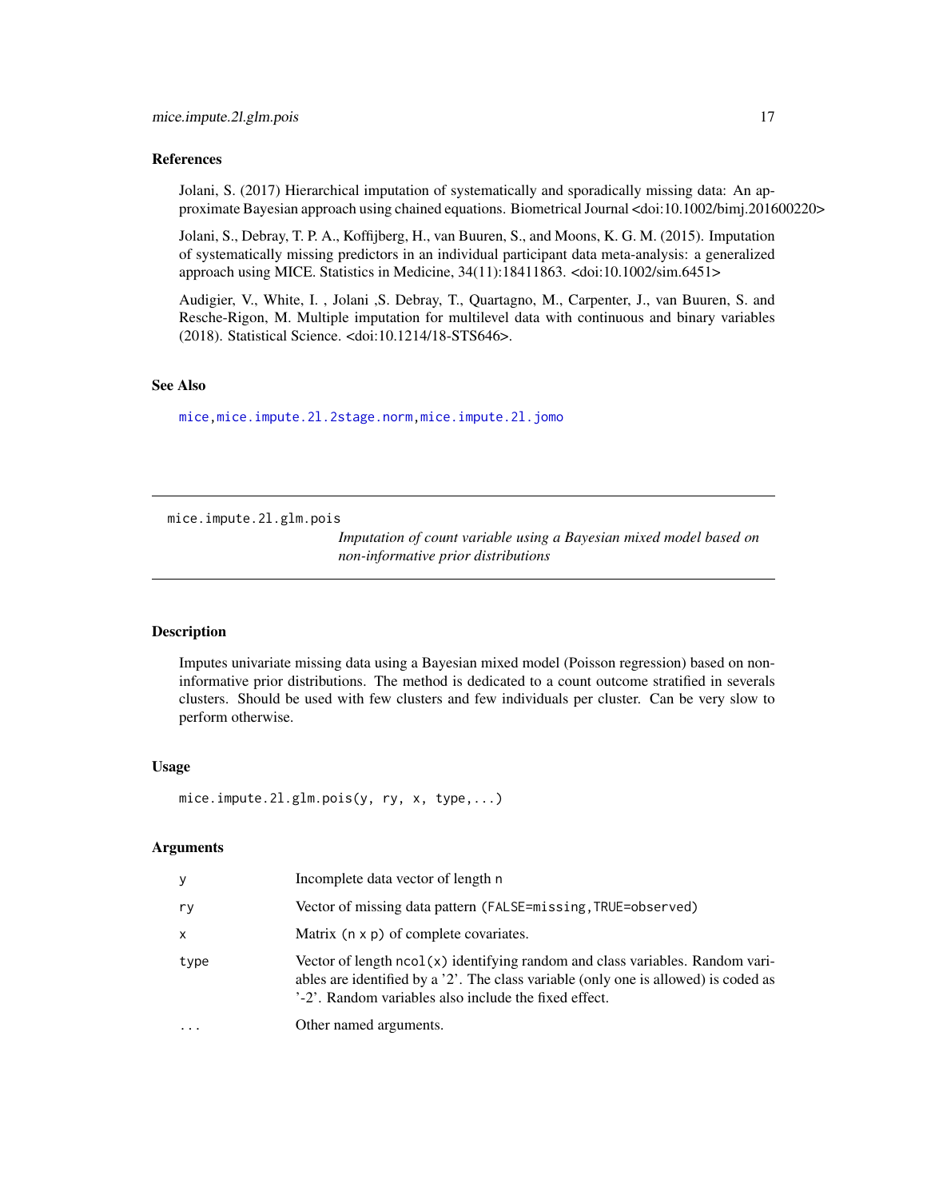### References

Jolani, S. (2017) Hierarchical imputation of systematically and sporadically missing data: An approximate Bayesian approach using chained equations. Biometrical Journal <doi:10.1002/bimj.201600220>

Jolani, S., Debray, T. P. A., Koffijberg, H., van Buuren, S., and Moons, K. G. M. (2015). Imputation of systematically missing predictors in an individual participant data meta-analysis: a generalized approach using MICE. Statistics in Medicine, 34(11):18411863. <doi:10.1002/sim.6451>

Audigier, V., White, I. , Jolani ,S. Debray, T., Quartagno, M., Carpenter, J., van Buuren, S. and Resche-Rigon, M. Multiple imputation for multilevel data with continuous and binary variables (2018). Statistical Science. <doi:10.1214/18-STS646>.

### See Also

mice,mice.impute.2l.2stage.norm,mice.impute.2l.jomo

---

## mice.impute.2l.glm.pois

*Imputation of count variable using a Bayesian mixed model based on non-informative prior distributions*

---

### Description

Imputes univariate missing data using a Bayesian mixed model (Poisson regression) based on non-informative prior distributions. The method is dedicated to a count outcome stratified in severals clusters. Should be used with few clusters and few individuals per cluster. Can be very slow to perform otherwise.

### Usage

```
mice.impute.2l.glm.pois(y, ry, x, type,...)
```

### Arguments

| | |
|---|---|
| y | Incomplete data vector of length n |
| ry | Vector of missing data pattern (FALSE=missing,TRUE=observed) |
| x | Matrix (n x p) of complete covariates. |
| type | Vector of length ncol(x) identifying random and class variables. Random variables are identified by a '2'. The class variable (only one is allowed) is coded as '-2'. Random variables also include the fixed effect. |
| ... | Other named arguments. |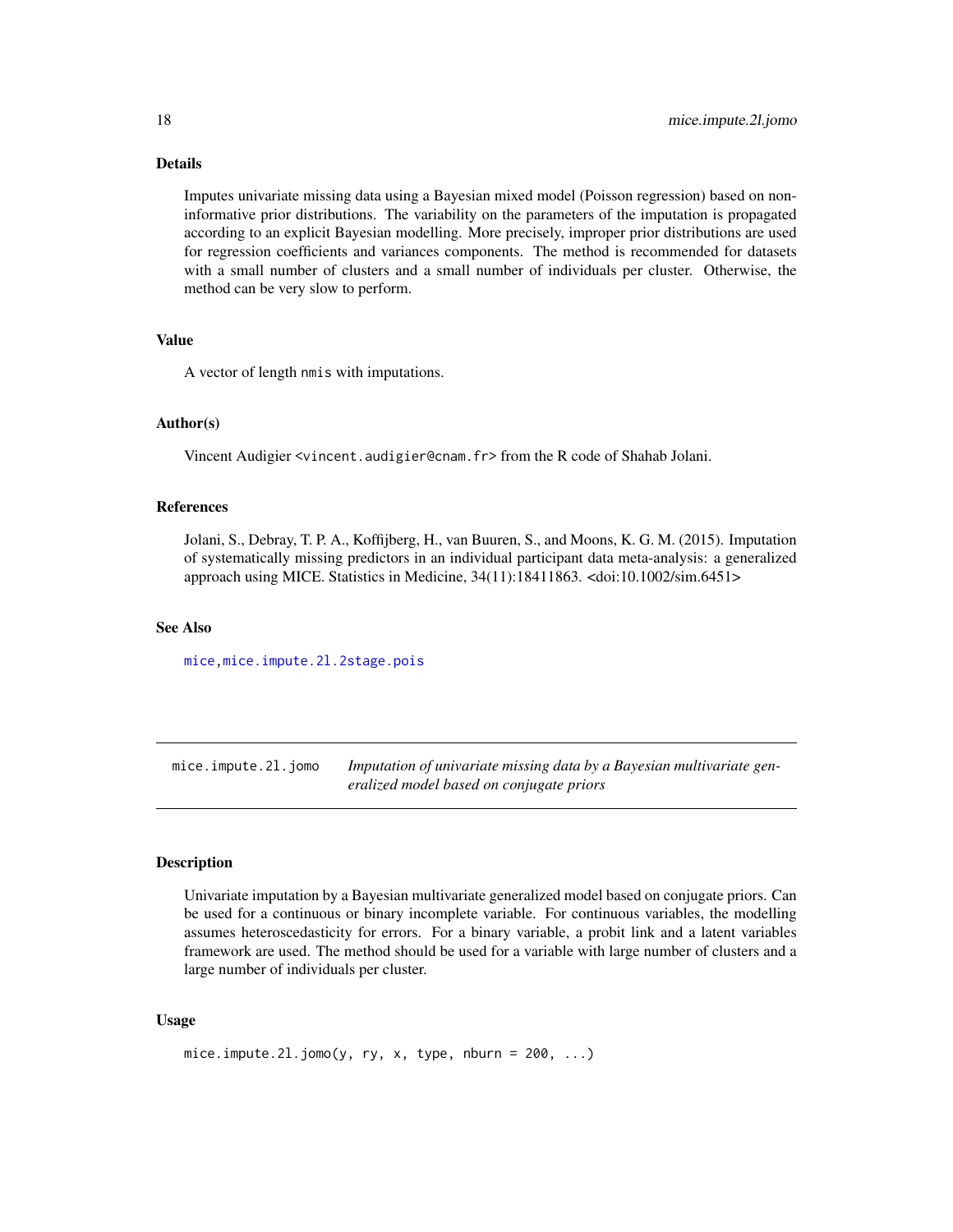## Details

Imputes univariate missing data using a Bayesian mixed model (Poisson regression) based on non-informative prior distributions. The variability on the parameters of the imputation is propagated according to an explicit Bayesian modelling. More precisely, improper prior distributions are used for regression coefficients and variances components. The method is recommended for datasets with a small number of clusters and a small number of individuals per cluster. Otherwise, the method can be very slow to perform.

## Value

A vector of length `nmis` with imputations.

## Author(s)

Vincent Audigier <vincent.audigier@cnam.fr> from the R code of Shahab Jolani.

## References

Jolani, S., Debray, T. P. A., Koffijberg, H., van Buuren, S., and Moons, K. G. M. (2015). Imputation of systematically missing predictors in an individual participant data meta-analysis: a generalized approach using MICE. Statistics in Medicine, 34(11):18411863. <doi:10.1002/sim.6451>

## See Also

mice,mice.impute.2l.2stage.pois

---

# mice.impute.2l.jomo — *Imputation of univariate missing data by a Bayesian multivariate generalized model based on conjugate priors*

## Description

Univariate imputation by a Bayesian multivariate generalized model based on conjugate priors. Can be used for a continuous or binary incomplete variable. For continuous variables, the modelling assumes heteroscedasticity for errors. For a binary variable, a probit link and a latent variables framework are used. The method should be used for a variable with large number of clusters and a large number of individuals per cluster.

## Usage

```
mice.impute.2l.jomo(y, ry, x, type, nburn = 200, ...)
```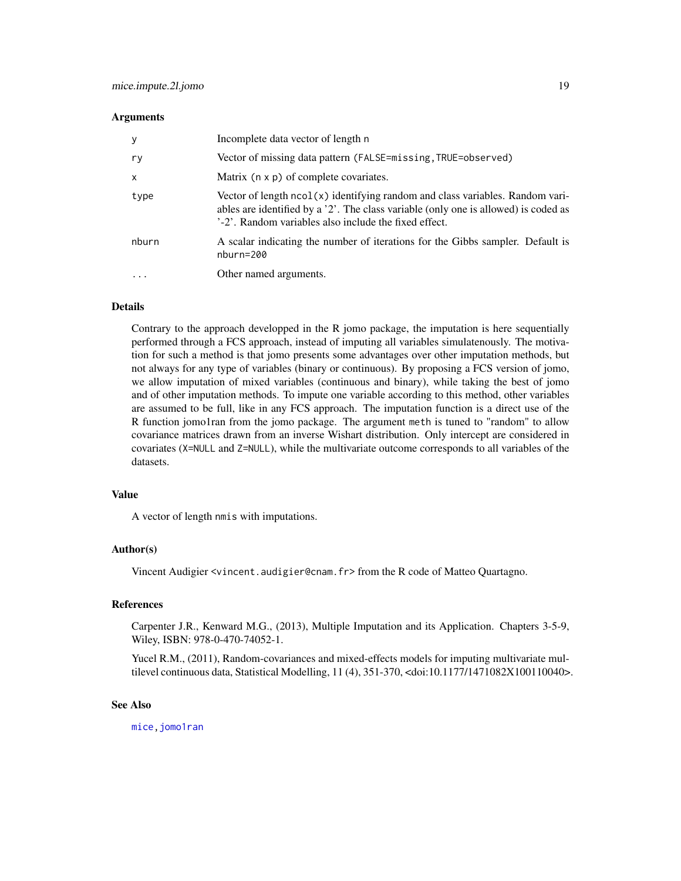### Arguments

| | |
|---|---|
| `y` | Incomplete data vector of length `n` |
| `ry` | Vector of missing data pattern (`FALSE=missing,TRUE=observed`) |
| `x` | Matrix (`n x p`) of complete covariates. |
| `type` | Vector of length `ncol(x)` identifying random and class variables. Random variables are identified by a '2'. The class variable (only one is allowed) is coded as '-2'. Random variables also include the fixed effect. |
| `nburn` | A scalar indicating the number of iterations for the Gibbs sampler. Default is `nburn=200` |
| `...` | Other named arguments. |

### Details

Contrary to the approach developped in the R jomo package, the imputation is here sequentially performed through a FCS approach, instead of imputing all variables simulatenously. The motivation for such a method is that jomo presents some advantages over other imputation methods, but not always for any type of variables (binary or continuous). By proposing a FCS version of jomo, we allow imputation of mixed variables (continuous and binary), while taking the best of jomo and of other imputation methods. To impute one variable according to this method, other variables are assumed to be full, like in any FCS approach. The imputation function is a direct use of the R function jomo1ran from the jomo package. The argument `meth` is tuned to "random" to allow covariance matrices drawn from an inverse Wishart distribution. Only intercept are considered in covariates (`X=NULL` and `Z=NULL`), while the multivariate outcome corresponds to all variables of the datasets.

### Value

A vector of length `nmis` with imputations.

### Author(s)

Vincent Audigier <vincent.audigier@cnam.fr> from the R code of Matteo Quartagno.

### References

Carpenter J.R., Kenward M.G., (2013), Multiple Imputation and its Application. Chapters 3-5-9, Wiley, ISBN: 978-0-470-74052-1.

Yucel R.M., (2011), Random-covariances and mixed-effects models for imputing multivariate multilevel continuous data, Statistical Modelling, 11 (4), 351-370, <doi:10.1177/1471082X100110040>.

### See Also

`mice`, `jomo1ran`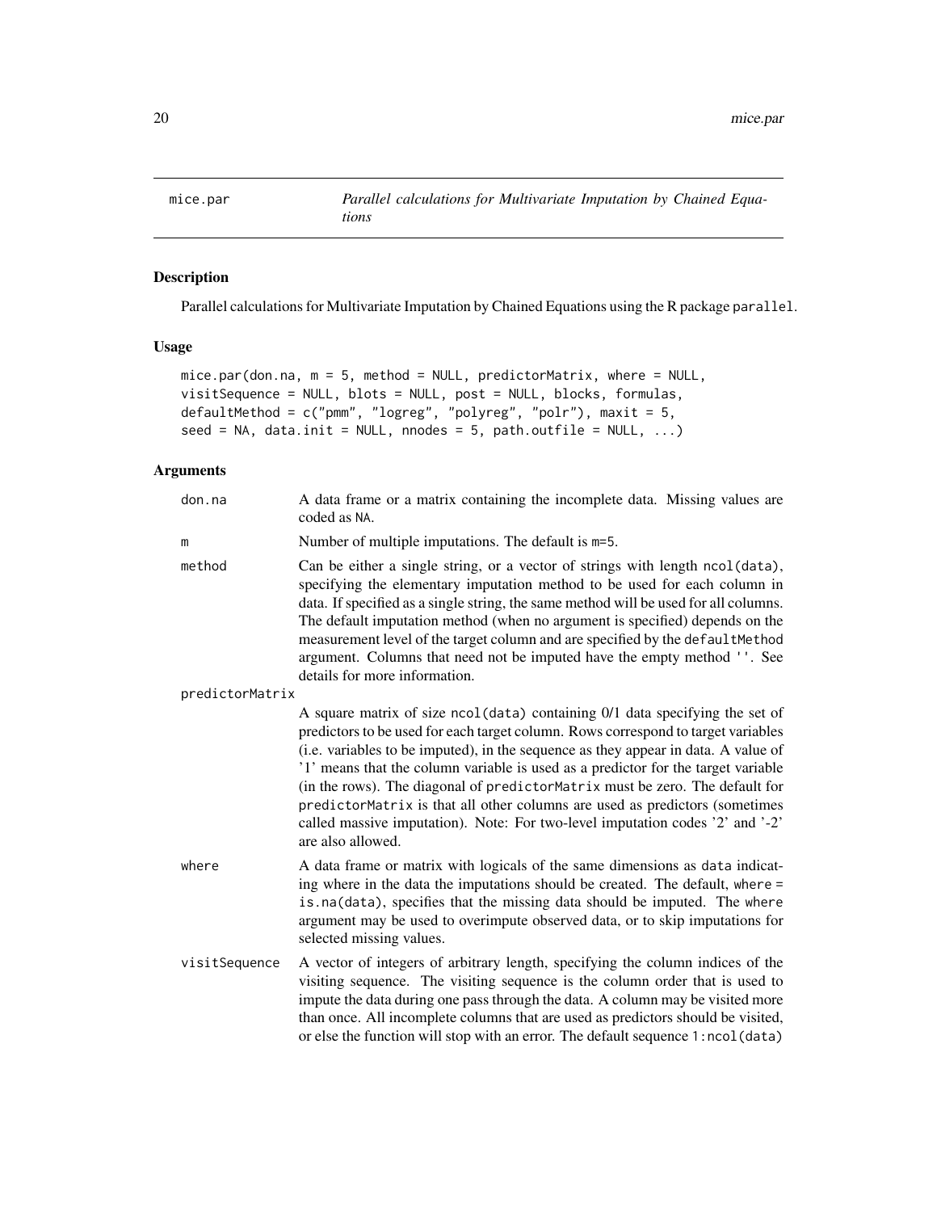# mice.par — *Parallel calculations for Multivariate Imputation by Chained Equations*

## Description

Parallel calculations for Multivariate Imputation by Chained Equations using the R package `parallel`.

## Usage

```
mice.par(don.na, m = 5, method = NULL, predictorMatrix, where = NULL,
visitSequence = NULL, blots = NULL, post = NULL, blocks, formulas,
defaultMethod = c("pmm", "logreg", "polyreg", "polr"), maxit = 5,
seed = NA, data.init = NULL, nnodes = 5, path.outfile = NULL, ...)
```

## Arguments

- `don.na` — A data frame or a matrix containing the incomplete data. Missing values are coded as `NA`.
- `m` — Number of multiple imputations. The default is `m=5`.
- `method` — Can be either a single string, or a vector of strings with length `ncol(data)`, specifying the elementary imputation method to be used for each column in data. If specified as a single string, the same method will be used for all columns. The default imputation method (when no argument is specified) depends on the measurement level of the target column and are specified by the `defaultMethod` argument. Columns that need not be imputed have the empty method `''`. See details for more information.
- `predictorMatrix` — A square matrix of size `ncol(data)` containing 0/1 data specifying the set of predictors to be used for each target column. Rows correspond to target variables (i.e. variables to be imputed), in the sequence as they appear in data. A value of '1' means that the column variable is used as a predictor for the target variable (in the rows). The diagonal of `predictorMatrix` must be zero. The default for `predictorMatrix` is that all other columns are used as predictors (sometimes called massive imputation). Note: For two-level imputation codes '2' and '-2' are also allowed.
- `where` — A data frame or matrix with logicals of the same dimensions as `data` indicating where in the data the imputations should be created. The default, `where = is.na(data)`, specifies that the missing data should be imputed. The `where` argument may be used to overimpute observed data, or to skip imputations for selected missing values.
- `visitSequence` — A vector of integers of arbitrary length, specifying the column indices of the visiting sequence. The visiting sequence is the column order that is used to impute the data during one pass through the data. A column may be visited more than once. All incomplete columns that are used as predictors should be visited, or else the function will stop with an error. The default sequence `1:ncol(data)`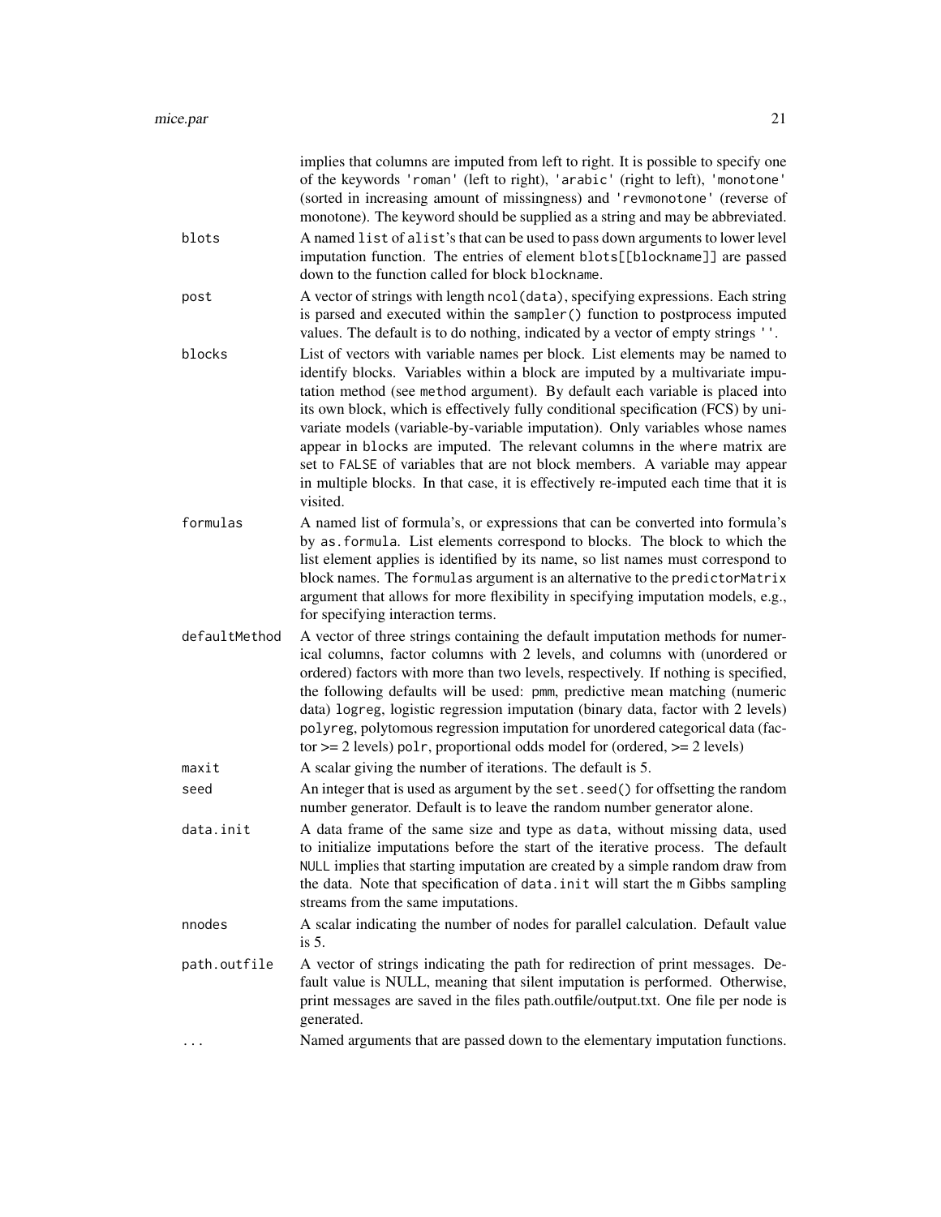implies that columns are imputed from left to right. It is possible to specify one of the keywords `'roman'` (left to right), `'arabic'` (right to left), `'monotone'` (sorted in increasing amount of missingness) and `'revmonotone'` (reverse of monotone). The keyword should be supplied as a string and may be abbreviated.

`blots`
: A named `list` of `alist`'s that can be used to pass down arguments to lower level imputation function. The entries of element `blots[[blockname]]` are passed down to the function called for block `blockname`.

`post`
: A vector of strings with length `ncol(data)`, specifying expressions. Each string is parsed and executed within the `sampler()` function to postprocess imputed values. The default is to do nothing, indicated by a vector of empty strings `''`.

`blocks`
: List of vectors with variable names per block. List elements may be named to identify blocks. Variables within a block are imputed by a multivariate imputation method (see `method` argument). By default each variable is placed into its own block, which is effectively fully conditional specification (FCS) by univariate models (variable-by-variable imputation). Only variables whose names appear in `blocks` are imputed. The relevant columns in the `where` matrix are set to `FALSE` of variables that are not block members. A variable may appear in multiple blocks. In that case, it is effectively re-imputed each time that it is visited.

`formulas`
: A named list of formula's, or expressions that can be converted into formula's by `as.formula`. List elements correspond to blocks. The block to which the list element applies is identified by its name, so list names must correspond to block names. The `formulas` argument is an alternative to the `predictorMatrix` argument that allows for more flexibility in specifying imputation models, e.g., for specifying interaction terms.

`defaultMethod`
: A vector of three strings containing the default imputation methods for numerical columns, factor columns with 2 levels, and columns with (unordered or ordered) factors with more than two levels, respectively. If nothing is specified, the following defaults will be used: `pmm`, predictive mean matching (numeric data) `logreg`, logistic regression imputation (binary data, factor with 2 levels) `polyreg`, polytomous regression imputation for unordered categorical data (factor >= 2 levels) `polr`, proportional odds model for (ordered, >= 2 levels)

`maxit`
: A scalar giving the number of iterations. The default is 5.

`seed`
: An integer that is used as argument by the `set.seed()` for offsetting the random number generator. Default is to leave the random number generator alone.

`data.init`
: A data frame of the same size and type as `data`, without missing data, used to initialize imputations before the start of the iterative process. The default `NULL` implies that starting imputation are created by a simple random draw from the data. Note that specification of `data.init` will start the `m` Gibbs sampling streams from the same imputations.

`nnodes`
: A scalar indicating the number of nodes for parallel calculation. Default value is 5.

`path.outfile`
: A vector of strings indicating the path for redirection of print messages. Default value is NULL, meaning that silent imputation is performed. Otherwise, print messages are saved in the files path.outfile/output.txt. One file per node is generated.

`...`
: Named arguments that are passed down to the elementary imputation functions.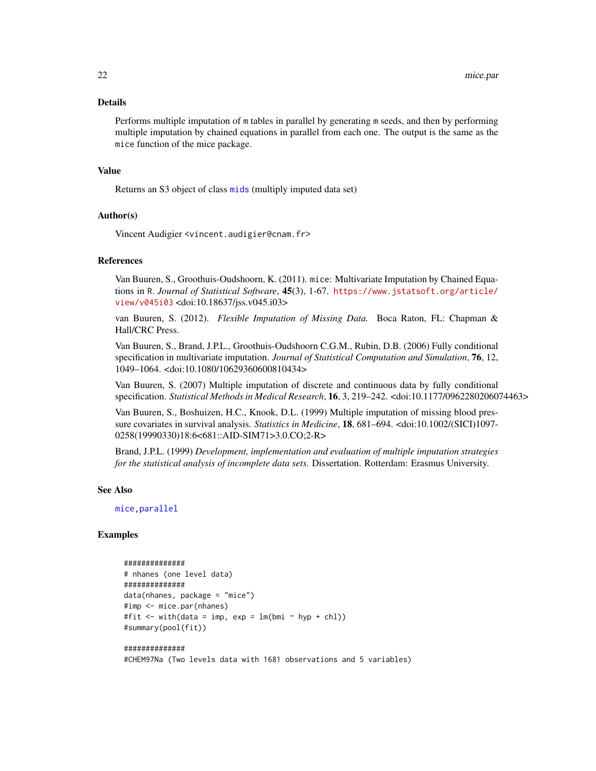### Details

Performs multiple imputation of `m` tables in parallel by generating `m` seeds, and then by performing multiple imputation by chained equations in parallel from each one. The output is the same as the `mice` function of the mice package.

### Value

Returns an S3 object of class `mids` (multiply imputed data set)

### Author(s)

Vincent Audigier <vincent.audigier@cnam.fr>

### References

Van Buuren, S., Groothuis-Oudshoorn, K. (2011). `mice`: Multivariate Imputation by Chained Equations in `R`. *Journal of Statistical Software*, **45**(3), 1-67. https://www.jstatsoft.org/article/view/v045i03 <doi:10.18637/jss.v045.i03>

van Buuren, S. (2012). *Flexible Imputation of Missing Data.* Boca Raton, FL: Chapman & Hall/CRC Press.

Van Buuren, S., Brand, J.P.L., Groothuis-Oudshoorn C.G.M., Rubin, D.B. (2006) Fully conditional specification in multivariate imputation. *Journal of Statistical Computation and Simulation*, **76**, 12, 1049–1064. <doi:10.1080/10629360600810434>

Van Buuren, S. (2007) Multiple imputation of discrete and continuous data by fully conditional specification. *Statistical Methods in Medical Research*, **16**, 3, 219–242. <doi:10.1177/0962280206074463>

Van Buuren, S., Boshuizen, H.C., Knook, D.L. (1999) Multiple imputation of missing blood pressure covariates in survival analysis. *Statistics in Medicine*, **18**, 681–694. <doi:10.1002/(SICI)1097-0258(19990330)18:6<681::AID-SIM71>3.0.CO;2-R>

Brand, J.P.L. (1999) *Development, implementation and evaluation of multiple imputation strategies for the statistical analysis of incomplete data sets.* Dissertation. Rotterdam: Erasmus University.

### See Also

`mice`, `parallel`

### Examples

```
##############
# nhanes (one level data)
##############
data(nhanes, package = "mice")
#imp <- mice.par(nhanes)
#fit <- with(data = imp, exp = lm(bmi ~ hyp + chl))
#summary(pool(fit))

##############
#CHEM97Na (Two levels data with 1681 observations and 5 variables)
```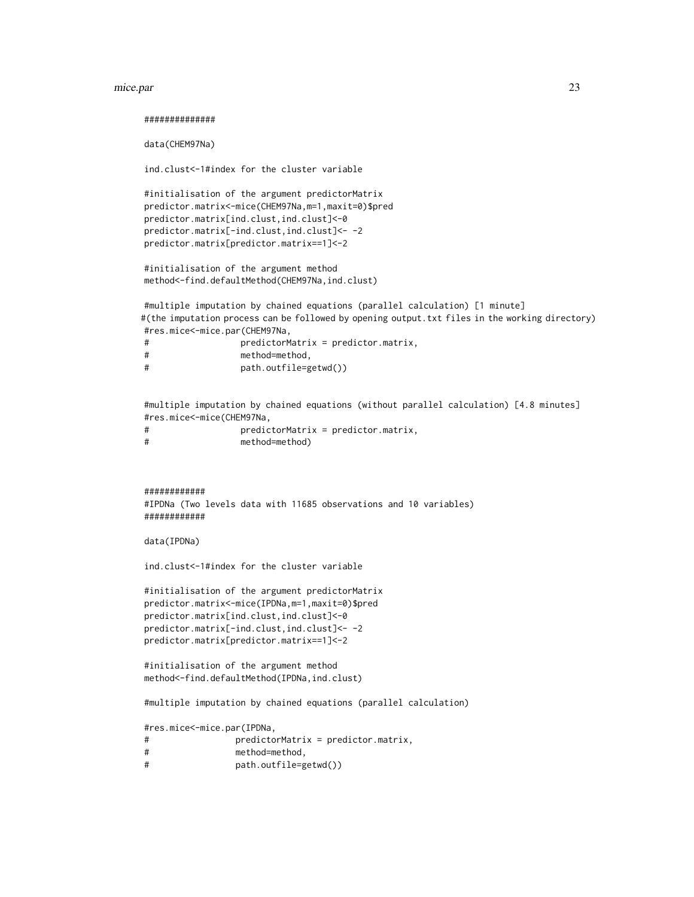```
##############

data(CHEM97Na)

ind.clust<-1#index for the cluster variable

#initialisation of the argument predictorMatrix
predictor.matrix<-mice(CHEM97Na,m=1,maxit=0)$pred
predictor.matrix[ind.clust,ind.clust]<-0
predictor.matrix[-ind.clust,ind.clust]<- -2
predictor.matrix[predictor.matrix==1]<-2

#initialisation of the argument method
method<-find.defaultMethod(CHEM97Na,ind.clust)

#multiple imputation by chained equations (parallel calculation) [1 minute]
#(the imputation process can be followed by opening output.txt files in the working directory)
#res.mice<-mice.par(CHEM97Na,
#                  predictorMatrix = predictor.matrix,
#                  method=method,
#                  path.outfile=getwd())


#multiple imputation by chained equations (without parallel calculation) [4.8 minutes]
#res.mice<-mice(CHEM97Na,
#                  predictorMatrix = predictor.matrix,
#                  method=method)



############
#IPDNa (Two levels data with 11685 observations and 10 variables)
############

data(IPDNa)

ind.clust<-1#index for the cluster variable

#initialisation of the argument predictorMatrix
predictor.matrix<-mice(IPDNa,m=1,maxit=0)$pred
predictor.matrix[ind.clust,ind.clust]<-0
predictor.matrix[-ind.clust,ind.clust]<- -2
predictor.matrix[predictor.matrix==1]<-2

#initialisation of the argument method
method<-find.defaultMethod(IPDNa,ind.clust)

#multiple imputation by chained equations (parallel calculation)

#res.mice<-mice.par(IPDNa,
#                 predictorMatrix = predictor.matrix,
#                 method=method,
#                 path.outfile=getwd())
```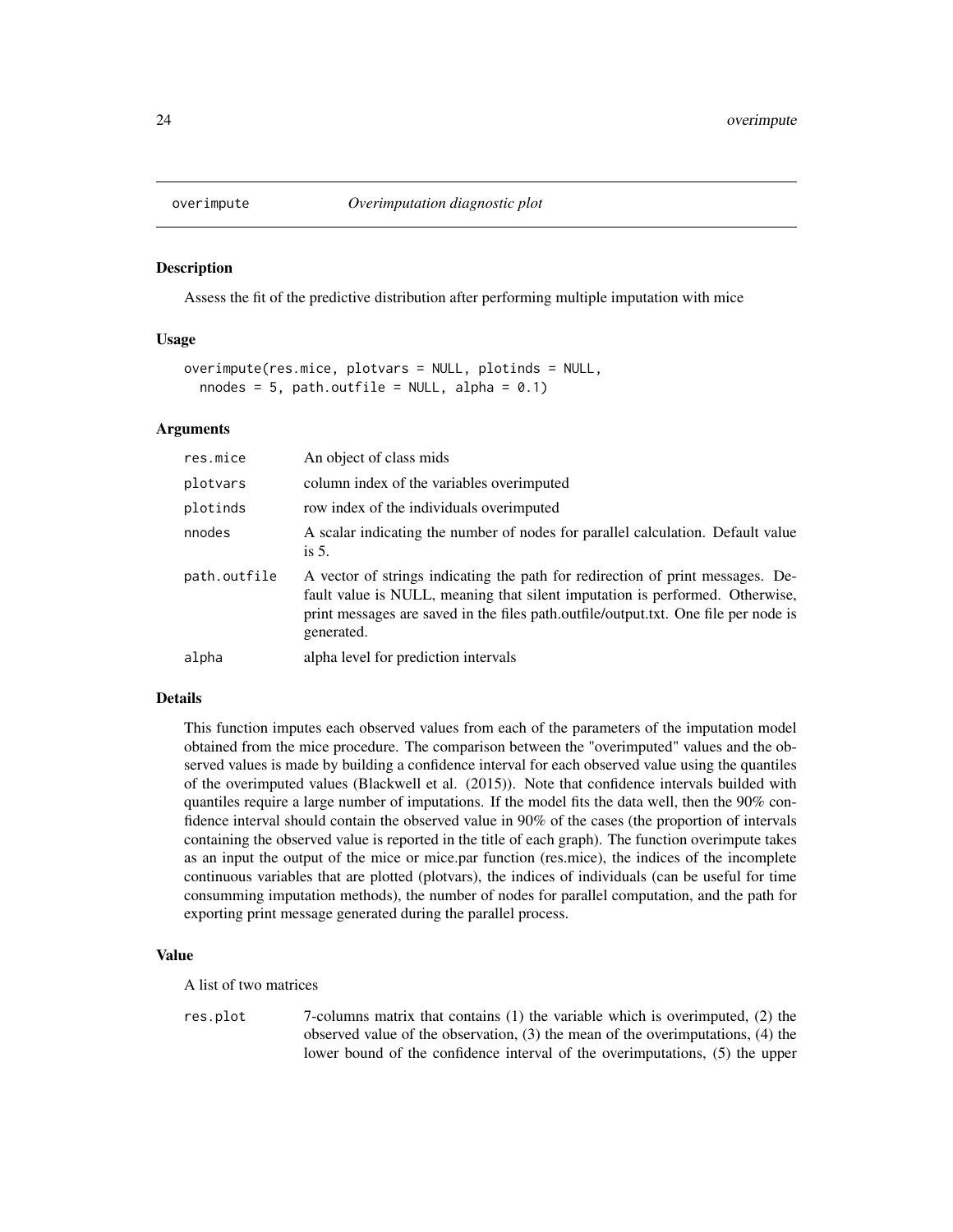overimpute *Overimputation diagnostic plot*

## Description

Assess the fit of the predictive distribution after performing multiple imputation with mice

## Usage

```
overimpute(res.mice, plotvars = NULL, plotinds = NULL,
  nnodes = 5, path.outfile = NULL, alpha = 0.1)
```

## Arguments

| | |
|---|---|
| res.mice | An object of class mids |
| plotvars | column index of the variables overimputed |
| plotinds | row index of the individuals overimputed |
| nnodes | A scalar indicating the number of nodes for parallel calculation. Default value is 5. |
| path.outfile | A vector of strings indicating the path for redirection of print messages. Default value is NULL, meaning that silent imputation is performed. Otherwise, print messages are saved in the files path.outfile/output.txt. One file per node is generated. |
| alpha | alpha level for prediction intervals |

## Details

This function imputes each observed values from each of the parameters of the imputation model obtained from the mice procedure. The comparison between the "overimputed" values and the observed values is made by building a confidence interval for each observed value using the quantiles of the overimputed values (Blackwell et al. (2015)). Note that confidence intervals builded with quantiles require a large number of imputations. If the model fits the data well, then the 90% confidence interval should contain the observed value in 90% of the cases (the proportion of intervals containing the observed value is reported in the title of each graph). The function overimpute takes as an input the output of the mice or mice.par function (res.mice), the indices of the incomplete continuous variables that are plotted (plotvars), the indices of individuals (can be useful for time consumming imputation methods), the number of nodes for parallel computation, and the path for exporting print message generated during the parallel process.

## Value

A list of two matrices

res.plot 7-columns matrix that contains (1) the variable which is overimputed, (2) the observed value of the observation, (3) the mean of the overimputations, (4) the lower bound of the confidence interval of the overimputations, (5) the upper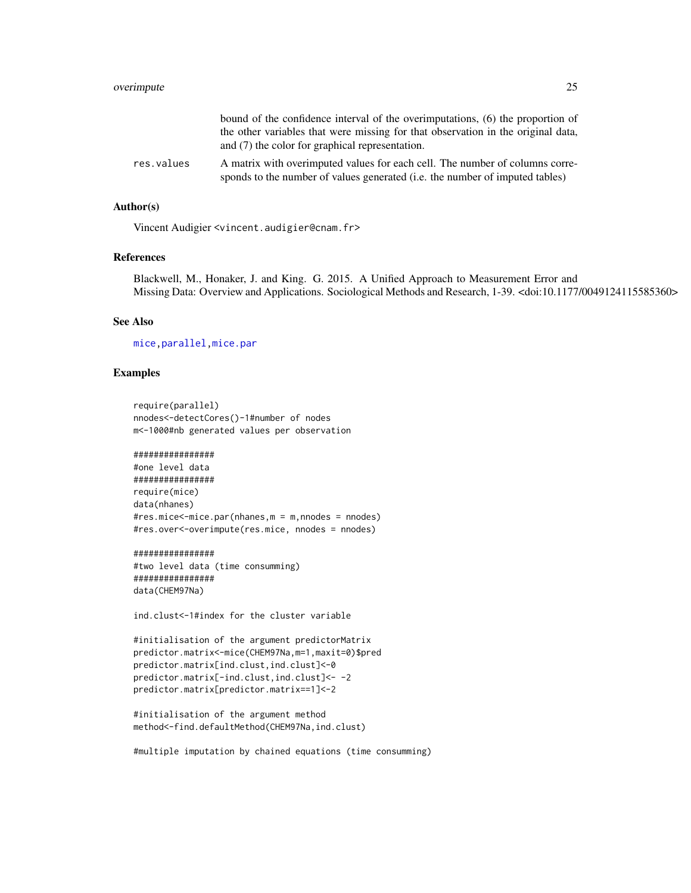bound of the confidence interval of the overimputations, (6) the proportion of the other variables that were missing for that observation in the original data, and (7) the color for graphical representation.

res.values
: A matrix with overimputed values for each cell. The number of columns corresponds to the number of values generated (i.e. the number of imputed tables)

## Author(s)

Vincent Audigier <vincent.audigier@cnam.fr>

## References

Blackwell, M., Honaker, J. and King. G. 2015. A Unified Approach to Measurement Error and Missing Data: Overview and Applications. Sociological Methods and Research, 1-39. <doi:10.1177/0049124115585360>

## See Also

mice,parallel,mice.par

## Examples

```
require(parallel)
nnodes<-detectCores()-1#number of nodes
m<-1000#nb generated values per observation

################
#one level data
################
require(mice)
data(nhanes)
#res.mice<-mice.par(nhanes,m = m,nnodes = nnodes)
#res.over<-overimpute(res.mice, nnodes = nnodes)

################
#two level data (time consumming)
################
data(CHEM97Na)

ind.clust<-1#index for the cluster variable

#initialisation of the argument predictorMatrix
predictor.matrix<-mice(CHEM97Na,m=1,maxit=0)$pred
predictor.matrix[ind.clust,ind.clust]<-0
predictor.matrix[-ind.clust,ind.clust]<- -2
predictor.matrix[predictor.matrix==1]<-2

#initialisation of the argument method
method<-find.defaultMethod(CHEM97Na,ind.clust)

#multiple imputation by chained equations (time consumming)
```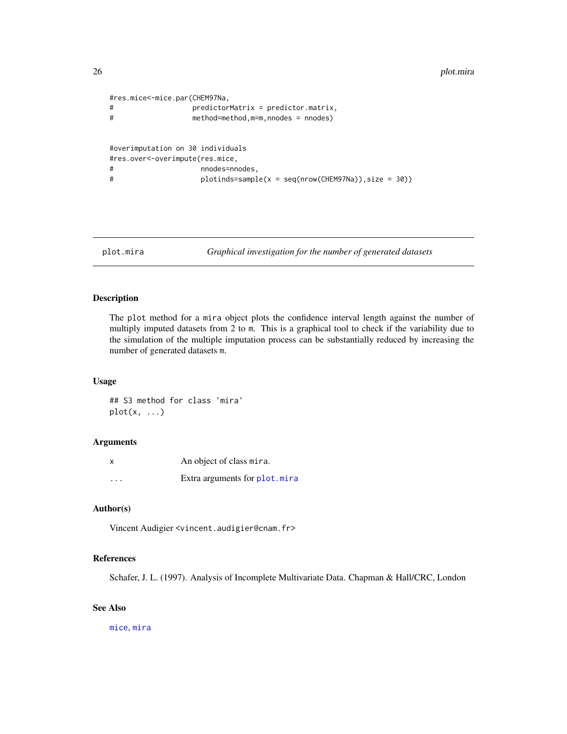```
#res.mice<-mice.par(CHEM97Na,
#                   predictorMatrix = predictor.matrix,
#                   method=method,m=m,nnodes = nnodes)


#overimputation on 30 individuals
#res.over<-overimpute(res.mice,
#                     nnodes=nnodes,
#                     plotinds=sample(x = seq(nrow(CHEM97Na)),size = 30))
```

---

## plot.mira — *Graphical investigation for the number of generated datasets*

---

### Description

The `plot` method for a `mira` object plots the confidence interval length against the number of multiply imputed datasets from 2 to `m`. This is a graphical tool to check if the variability due to the simulation of the multiple imputation process can be substantially reduced by increasing the number of generated datasets `m`.

### Usage

```
## S3 method for class 'mira'
plot(x, ...)
```

### Arguments

| | |
|---|---|
| `x` | An object of class `mira`. |
| `...` | Extra arguments for `plot.mira` |

### Author(s)

Vincent Audigier <vincent.audigier@cnam.fr>

### References

Schafer, J. L. (1997). Analysis of Incomplete Multivariate Data. Chapman & Hall/CRC, London

### See Also

`mice`, `mira`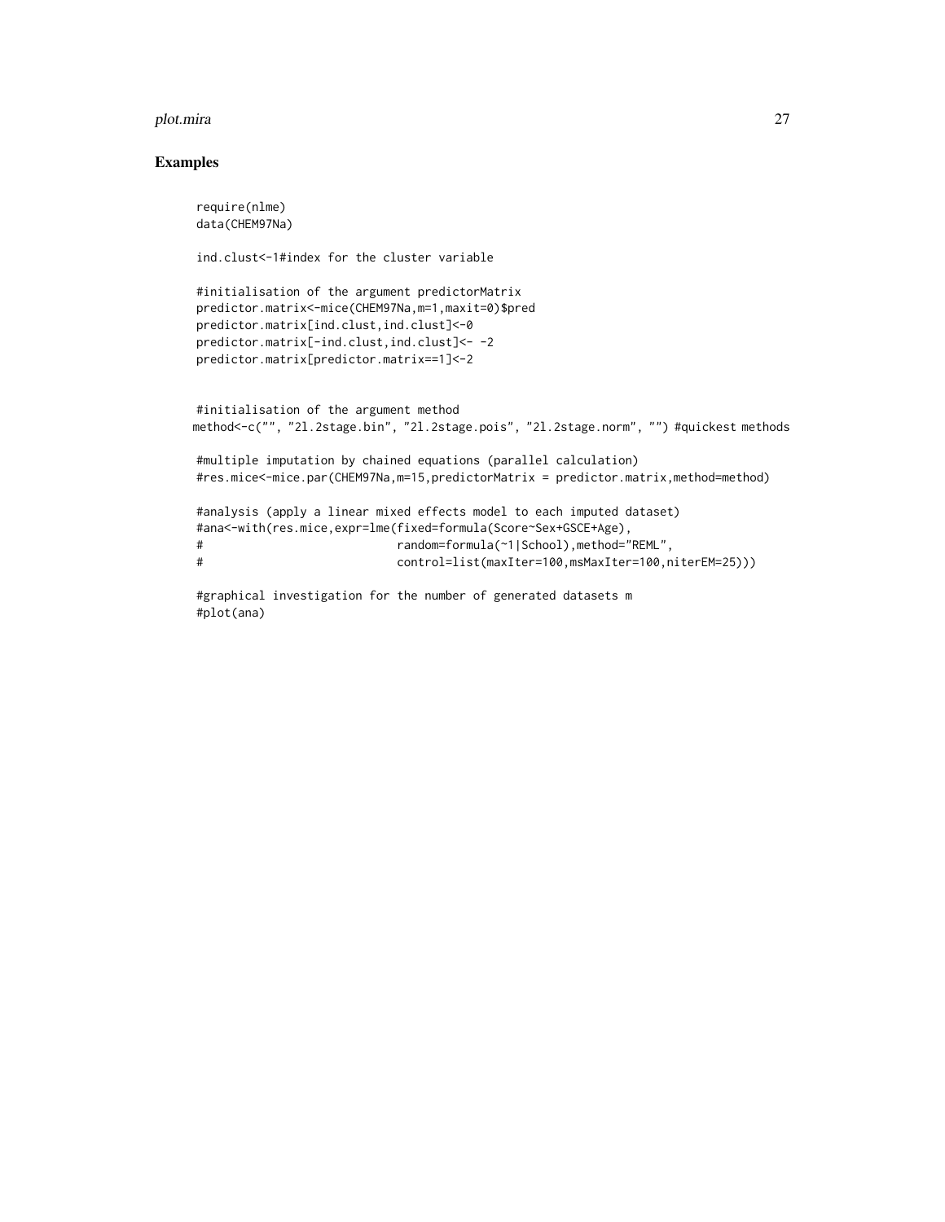## Examples

```
require(nlme)
data(CHEM97Na)

ind.clust<-1#index for the cluster variable

#initialisation of the argument predictorMatrix
predictor.matrix<-mice(CHEM97Na,m=1,maxit=0)$pred
predictor.matrix[ind.clust,ind.clust]<-0
predictor.matrix[-ind.clust,ind.clust]<- -2
predictor.matrix[predictor.matrix==1]<-2


#initialisation of the argument method
method<-c("", "2l.2stage.bin", "2l.2stage.pois", "2l.2stage.norm", "") #quickest methods

#multiple imputation by chained equations (parallel calculation)
#res.mice<-mice.par(CHEM97Na,m=15,predictorMatrix = predictor.matrix,method=method)

#analysis (apply a linear mixed effects model to each imputed dataset)
#ana<-with(res.mice,expr=lme(fixed=formula(Score~Sex+GSCE+Age),
#                            random=formula(~1|School),method="REML",
#                            control=list(maxIter=100,msMaxIter=100,niterEM=25)))

#graphical investigation for the number of generated datasets m
#plot(ana)
```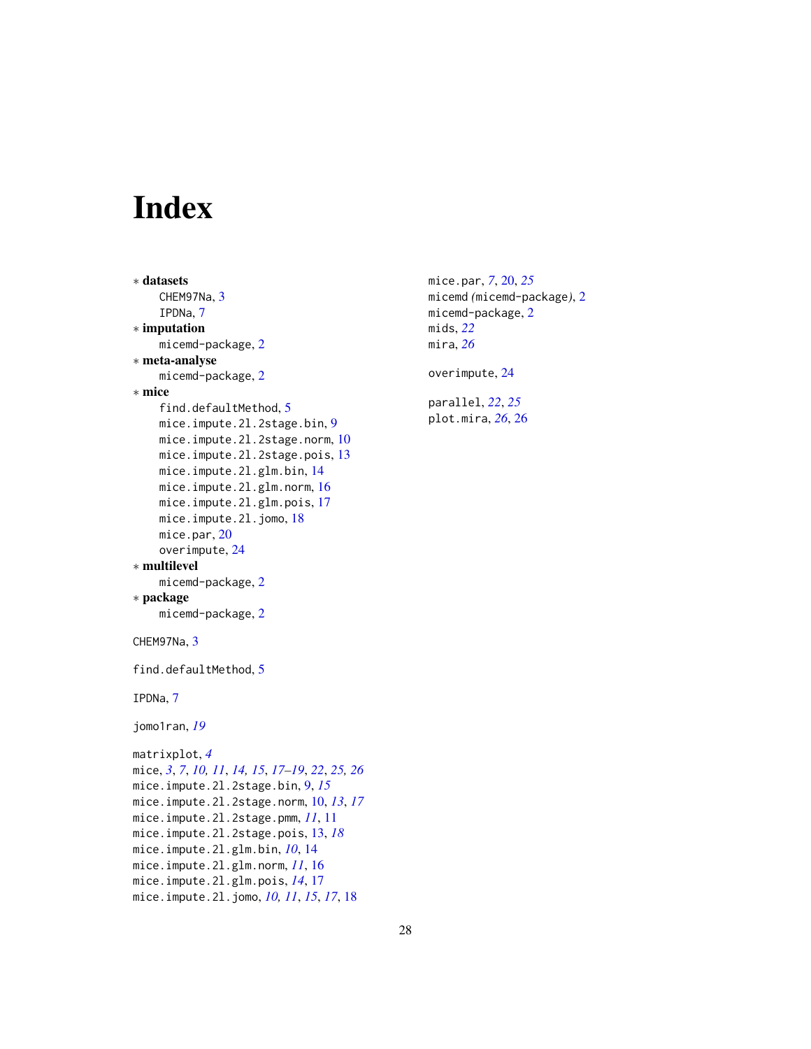# Index

∗ **datasets**
  CHEM97Na, 3
  IPDNa, 7
∗ **imputation**
  micemd-package, 2
∗ **meta-analyse**
  micemd-package, 2
∗ **mice**
  find.defaultMethod, 5
  mice.impute.2l.2stage.bin, 9
  mice.impute.2l.2stage.norm, 10
  mice.impute.2l.2stage.pois, 13
  mice.impute.2l.glm.bin, 14
  mice.impute.2l.glm.norm, 16
  mice.impute.2l.glm.pois, 17
  mice.impute.2l.jomo, 18
  mice.par, 20
  overimpute, 24
∗ **multilevel**
  micemd-package, 2
∗ **package**
  micemd-package, 2

CHEM97Na, 3

find.defaultMethod, 5

IPDNa, 7

jomo1ran, *19*

matrixplot, *4*
mice, *3*, *7*, *10, 11*, *14, 15*, *17–19*, *22*, *25, 26*
mice.impute.2l.2stage.bin, 9, *15*
mice.impute.2l.2stage.norm, 10, *13*, *17*
mice.impute.2l.2stage.pmm, *11*, 11
mice.impute.2l.2stage.pois, 13, *18*
mice.impute.2l.glm.bin, *10*, 14
mice.impute.2l.glm.norm, *11*, 16
mice.impute.2l.glm.pois, *14*, 17
mice.impute.2l.jomo, *10, 11*, *15*, *17*, 18
mice.par, *7*, 20, *25*
micemd (micemd-package), 2
micemd-package, 2
mids, *22*
mira, *26*

overimpute, 24

parallel, *22*, *25*
plot.mira, *26*, 26